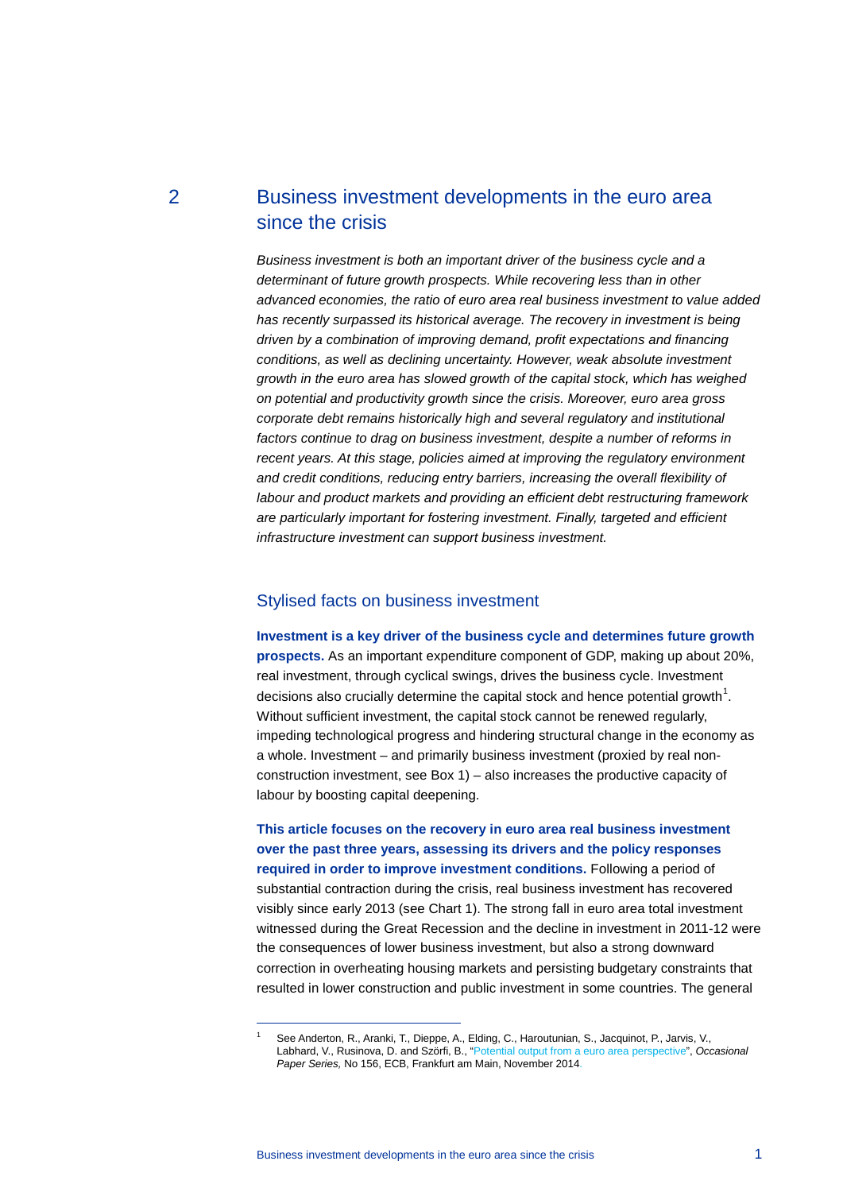# 2 Business investment developments in the euro area since the crisis

*Business investment is both an important driver of the business cycle and a determinant of future growth prospects. While recovering less than in other advanced economies, the ratio of euro area real business investment to value added has recently surpassed its historical average. The recovery in investment is being driven by a combination of improving demand, profit expectations and financing conditions, as well as declining uncertainty. However, weak absolute investment growth in the euro area has slowed growth of the capital stock, which has weighed on potential and productivity growth since the crisis. Moreover, euro area gross corporate debt remains historically high and several regulatory and institutional factors continue to drag on business investment, despite a number of reforms in recent years. At this stage, policies aimed at improving the regulatory environment and credit conditions, reducing entry barriers, increasing the overall flexibility of labour and product markets and providing an efficient debt restructuring framework are particularly important for fostering investment. Finally, targeted and efficient infrastructure investment can support business investment.*

## Stylised facts on business investment

**Investment is a key driver of the business cycle and determines future growth prospects.** As an important expenditure component of GDP, making up about 20%, real investment, through cyclical swings, drives the business cycle. Investment decisions also crucially determine the capital stock and hence potential growth[1]. Without sufficient investment, the capital stock cannot be renewed regularly, impeding technological progress and hindering structural change in the economy as a whole. Investment – and primarily business investment (proxied by real non-construction investment, see Box 1) – also increases the productive capacity of labour by boosting capital deepening.

**This article focuses on the recovery in euro area real business investment over the past three years, assessing its drivers and the policy responses required in order to improve investment conditions.** Following a period of substantial contraction during the crisis, real business investment has recovered visibly since early 2013 (see Chart 1). The strong fall in euro area total investment witnessed during the Great Recession and the decline in investment in 2011-12 were the consequences of lower business investment, but also a strong downward correction in overheating housing markets and persisting budgetary constraints that resulted in lower construction and public investment in some countries. The general

---

[1] See Anderton, R., Aranki, T., Dieppe, A., Elding, C., Haroutunian, S., Jacquinot, P., Jarvis, V., Labhard, V., Rusinova, D. and Szörfi, B., "Potential output from a euro area perspective", *Occasional Paper Series,* No 156, ECB, Frankfurt am Main, November 2014.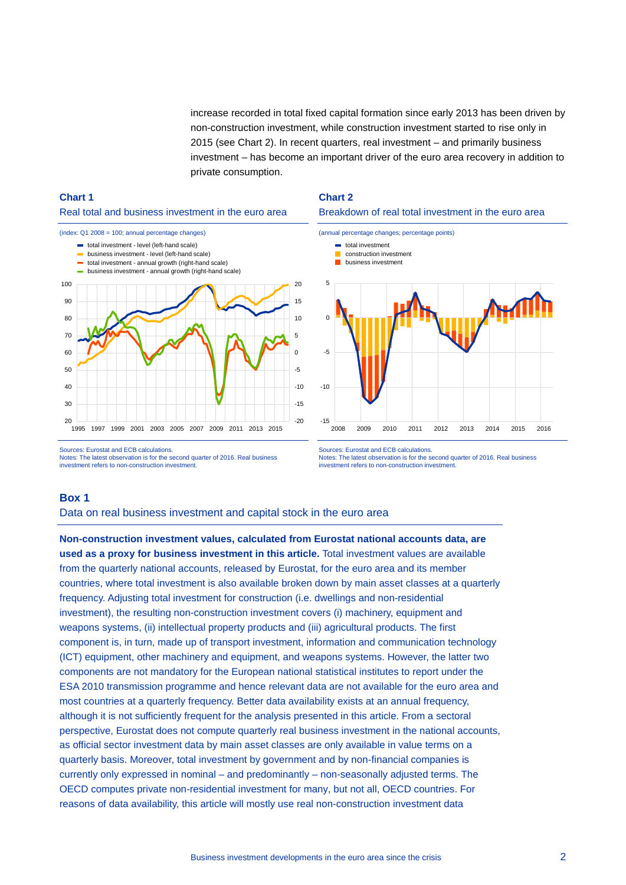increase recorded in total fixed capital formation since early 2013 has been driven by non-construction investment, while construction investment started to rise only in 2015 (see Chart 2). In recent quarters, real investment – and primarily business investment – has become an important driver of the euro area recovery in addition to private consumption.

**Chart 1**

Real total and business investment in the euro area

(index: Q1 2008 = 100; annual percentage changes)

- total investment - level (left-hand scale)
- business investment - level (left-hand scale)
- total investment - annual growth (right-hand scale)
- business investment - annual growth (right-hand scale)

Sources: Eurostat and ECB calculations.
Notes: The latest observation is for the second quarter of 2016. Real business investment refers to non-construction investment.

**Chart 2**

Breakdown of real total investment in the euro area

(annual percentage changes; percentage points)

- total investment
- construction investment
- business investment

Sources: Eurostat and ECB calculations.
Notes: The latest observation is for the second quarter of 2016. Real business investment refers to non-construction investment.

## Box 1

### Data on real business investment and capital stock in the euro area

**Non-construction investment values, calculated from Eurostat national accounts data, are used as a proxy for business investment in this article.** Total investment values are available from the quarterly national accounts, released by Eurostat, for the euro area and its member countries, where total investment is also available broken down by main asset classes at a quarterly frequency. Adjusting total investment for construction (i.e. dwellings and non-residential investment), the resulting non-construction investment covers (i) machinery, equipment and weapons systems, (ii) intellectual property products and (iii) agricultural products. The first component is, in turn, made up of transport investment, information and communication technology (ICT) equipment, other machinery and equipment, and weapons systems. However, the latter two components are not mandatory for the European national statistical institutes to report under the ESA 2010 transmission programme and hence relevant data are not available for the euro area and most countries at a quarterly frequency. Better data availability exists at an annual frequency, although it is not sufficiently frequent for the analysis presented in this article. From a sectoral perspective, Eurostat does not compute quarterly real business investment in the national accounts, as official sector investment data by main asset classes are only available in value terms on a quarterly basis. Moreover, total investment by government and by non-financial companies is currently only expressed in nominal – and predominantly – non-seasonally adjusted terms. The OECD computes private non-residential investment for many, but not all, OECD countries. For reasons of data availability, this article will mostly use real non-construction investment data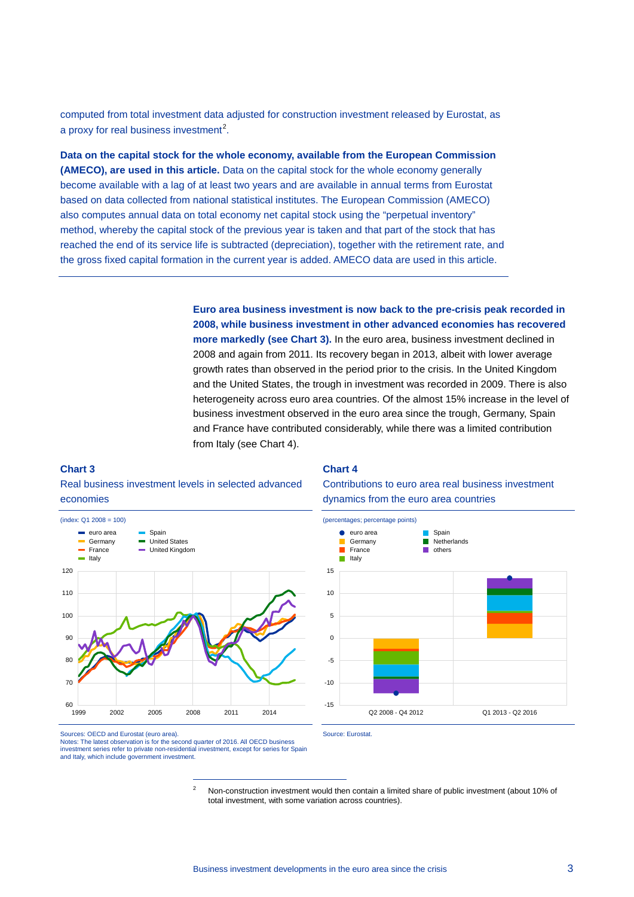computed from total investment data adjusted for construction investment released by Eurostat, as a proxy for real business investment[2].

**Data on the capital stock for the whole economy, available from the European Commission (AMECO), are used in this article.** Data on the capital stock for the whole economy generally become available with a lag of at least two years and are available in annual terms from Eurostat based on data collected from national statistical institutes. The European Commission (AMECO) also computes annual data on total economy net capital stock using the "perpetual inventory" method, whereby the capital stock of the previous year is taken and that part of the stock that has reached the end of its service life is subtracted (depreciation), together with the retirement rate, and the gross fixed capital formation in the current year is added. AMECO data are used in this article.

---

**Euro area business investment is now back to the pre-crisis peak recorded in 2008, while business investment in other advanced economies has recovered more markedly (see Chart 3).** In the euro area, business investment declined in 2008 and again from 2011. Its recovery began in 2013, albeit with lower average growth rates than observed in the period prior to the crisis. In the United Kingdom and the United States, the trough in investment was recorded in 2009. There is also heterogeneity across euro area countries. Of the almost 15% increase in the level of business investment observed in the euro area since the trough, Germany, Spain and France have contributed considerably, while there was a limited contribution from Italy (see Chart 4).

**Chart 3**

Real business investment levels in selected advanced economies

(index: Q1 2008 = 100)

Sources: OECD and Eurostat (euro area).
Notes: The latest observation is for the second quarter of 2016. All OECD business investment series refer to private non-residential investment, except for series for Spain and Italy, which include government investment.

**Chart 4**

Contributions to euro area real business investment dynamics from the euro area countries

(percentages; percentage points)

Source: Eurostat.

---

[2] Non-construction investment would then contain a limited share of public investment (about 10% of total investment, with some variation across countries).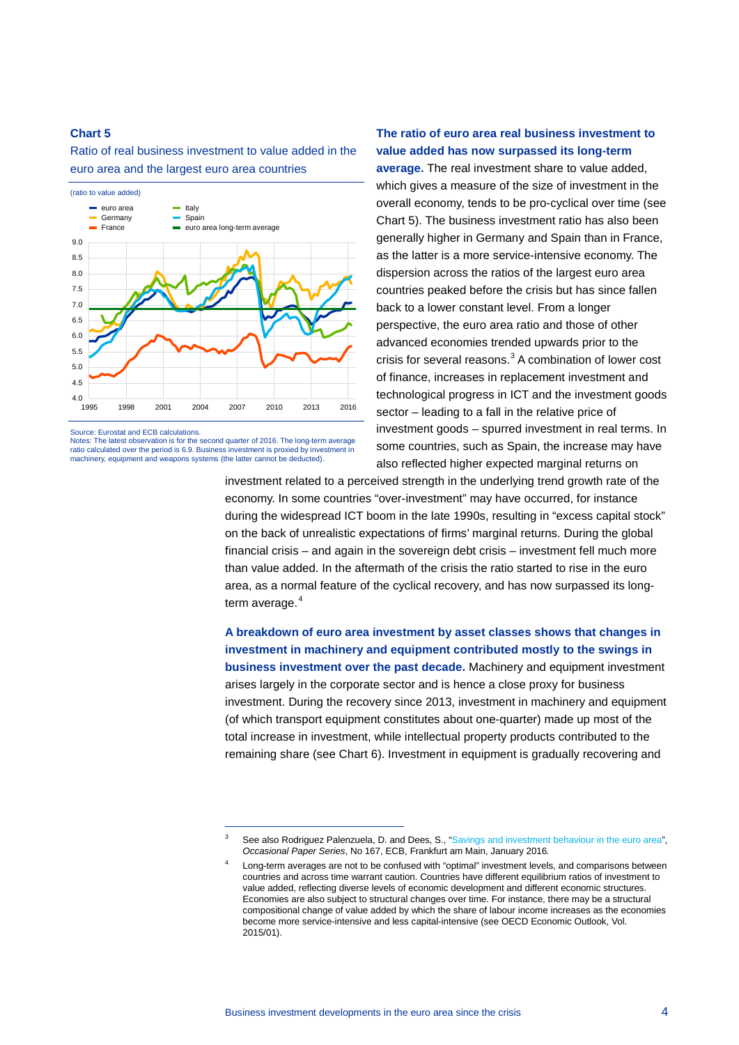**Chart 5**

Ratio of real business investment to value added in the euro area and the largest euro area countries

(ratio to value added)

Source: Eurostat and ECB calculations.
Notes: The latest observation is for the second quarter of 2016. The long-term average ratio calculated over the period is 6.9. Business investment is proxied by investment in machinery, equipment and weapons systems (the latter cannot be deducted).

**The ratio of euro area real business investment to value added has now surpassed its long-term average.** The real investment share to value added, which gives a measure of the size of investment in the overall economy, tends to be pro-cyclical over time (see Chart 5). The business investment ratio has also been generally higher in Germany and Spain than in France, as the latter is a more service-intensive economy. The dispersion across the ratios of the largest euro area countries peaked before the crisis but has since fallen back to a lower constant level. From a longer perspective, the euro area ratio and those of other advanced economies trended upwards prior to the crisis for several reasons.[3] A combination of lower cost of finance, increases in replacement investment and technological progress in ICT and the investment goods sector – leading to a fall in the relative price of investment goods – spurred investment in real terms. In some countries, such as Spain, the increase may have also reflected higher expected marginal returns on investment related to a perceived strength in the underlying trend growth rate of the economy. In some countries "over-investment" may have occurred, for instance during the widespread ICT boom in the late 1990s, resulting in "excess capital stock" on the back of unrealistic expectations of firms' marginal returns. During the global financial crisis – and again in the sovereign debt crisis – investment fell much more than value added. In the aftermath of the crisis the ratio started to rise in the euro area, as a normal feature of the cyclical recovery, and has now surpassed its long-term average.[4]

**A breakdown of euro area investment by asset classes shows that changes in investment in machinery and equipment contributed mostly to the swings in business investment over the past decade.** Machinery and equipment investment arises largely in the corporate sector and is hence a close proxy for business investment. During the recovery since 2013, investment in machinery and equipment (of which transport equipment constitutes about one-quarter) made up most of the total increase in investment, while intellectual property products contributed to the remaining share (see Chart 6). Investment in equipment is gradually recovering and

[3] See also Rodriguez Palenzuela, D. and Dees, S., "Savings and investment behaviour in the euro area", *Occasional Paper Series*, No 167, ECB, Frankfurt am Main, January 2016.

[4] Long-term averages are not to be confused with "optimal" investment levels, and comparisons between countries and across time warrant caution. Countries have different equilibrium ratios of investment to value added, reflecting diverse levels of economic development and different economic structures. Economies are also subject to structural changes over time. For instance, there may be a structural compositional change of value added by which the share of labour income increases as the economies become more service-intensive and less capital-intensive (see OECD Economic Outlook, Vol. 2015/01).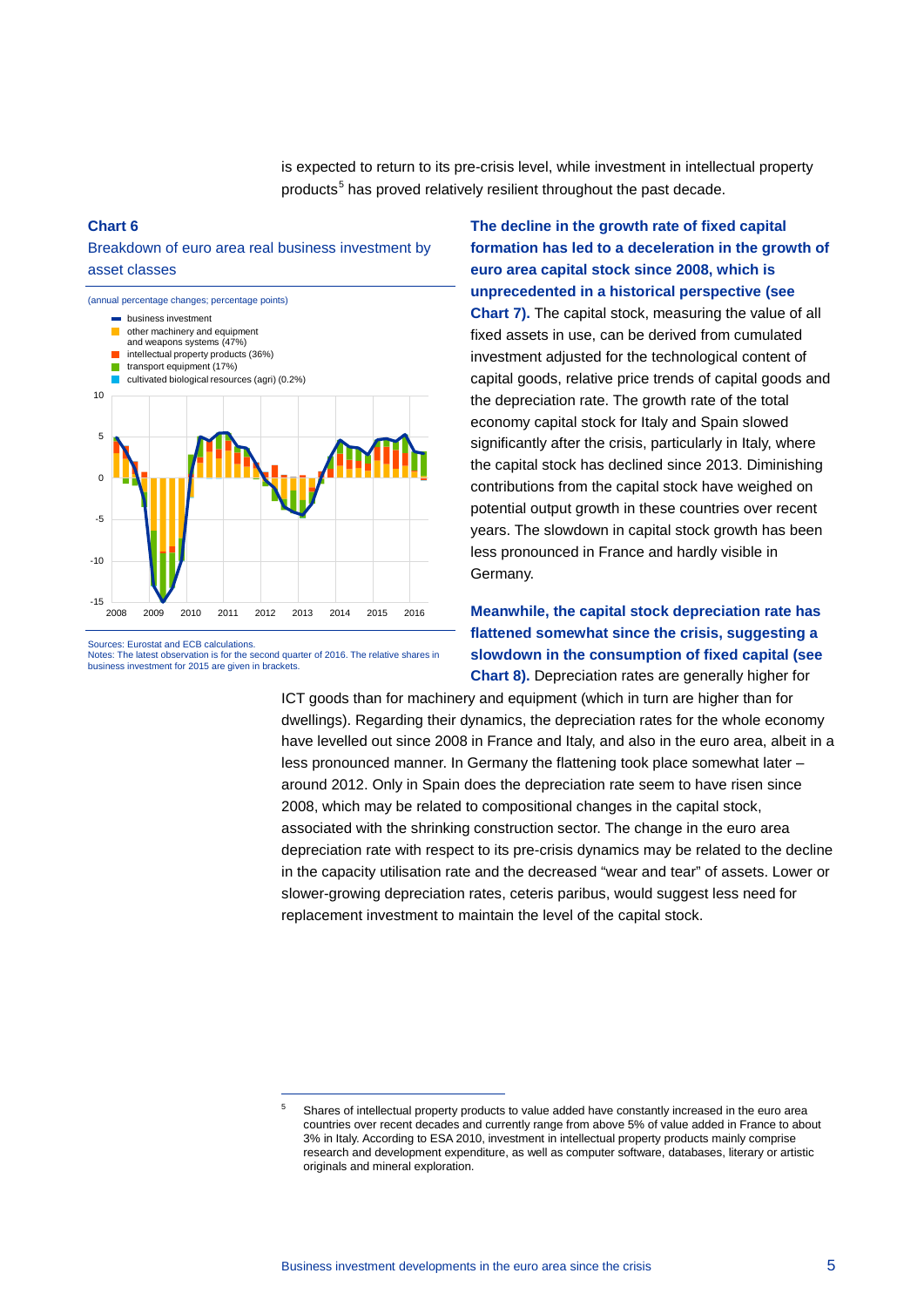is expected to return to its pre-crisis level, while investment in intellectual property products[5] has proved relatively resilient throughout the past decade.

**Chart 6**

Breakdown of euro area real business investment by asset classes

(annual percentage changes; percentage points)

- business investment
- other machinery and equipment and weapons systems (47%)
- intellectual property products (36%)
- transport equipment (17%)
- cultivated biological resources (agri) (0.2%)

Sources: Eurostat and ECB calculations.
Notes: The latest observation is for the second quarter of 2016. The relative shares in business investment for 2015 are given in brackets.

**The decline in the growth rate of fixed capital formation has led to a deceleration in the growth of euro area capital stock since 2008, which is unprecedented in a historical perspective (see Chart 7).** The capital stock, measuring the value of all fixed assets in use, can be derived from cumulated investment adjusted for the technological content of capital goods, relative price trends of capital goods and the depreciation rate. The growth rate of the total economy capital stock for Italy and Spain slowed significantly after the crisis, particularly in Italy, where the capital stock has declined since 2013. Diminishing contributions from the capital stock have weighed on potential output growth in these countries over recent years. The slowdown in capital stock growth has been less pronounced in France and hardly visible in Germany.

**Meanwhile, the capital stock depreciation rate has flattened somewhat since the crisis, suggesting a slowdown in the consumption of fixed capital (see Chart 8).** Depreciation rates are generally higher for ICT goods than for machinery and equipment (which in turn are higher than for dwellings). Regarding their dynamics, the depreciation rates for the whole economy have levelled out since 2008 in France and Italy, and also in the euro area, albeit in a less pronounced manner. In Germany the flattening took place somewhat later – around 2012. Only in Spain does the depreciation rate seem to have risen since 2008, which may be related to compositional changes in the capital stock, associated with the shrinking construction sector. The change in the euro area depreciation rate with respect to its pre-crisis dynamics may be related to the decline in the capacity utilisation rate and the decreased "wear and tear" of assets. Lower or slower-growing depreciation rates, ceteris paribus, would suggest less need for replacement investment to maintain the level of the capital stock.

---

[5] Shares of intellectual property products to value added have constantly increased in the euro area countries over recent decades and currently range from above 5% of value added in France to about 3% in Italy. According to ESA 2010, investment in intellectual property products mainly comprise research and development expenditure, as well as computer software, databases, literary or artistic originals and mineral exploration.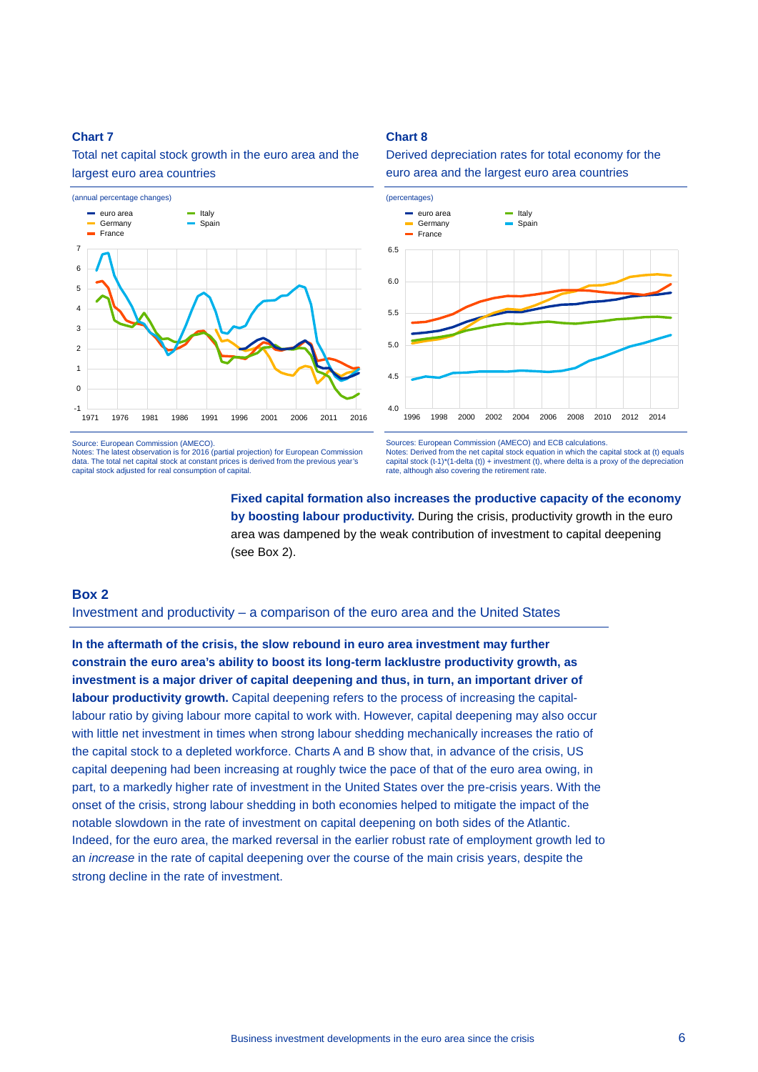**Chart 7**

Total net capital stock growth in the euro area and the largest euro area countries

(annual percentage changes)

Source: European Commission (AMECO).
Notes: The latest observation is for 2016 (partial projection) for European Commission data. The total net capital stock at constant prices is derived from the previous year's capital stock adjusted for real consumption of capital.

**Chart 8**

Derived depreciation rates for total economy for the euro area and the largest euro area countries

(percentages)

Sources: European Commission (AMECO) and ECB calculations.
Notes: Derived from the net capital stock equation in which the capital stock at (t) equals capital stock (t-1)*(1-delta (t)) + investment (t), where delta is a proxy of the depreciation rate, although also covering the retirement rate.

**Fixed capital formation also increases the productive capacity of the economy by boosting labour productivity.** During the crisis, productivity growth in the euro area was dampened by the weak contribution of investment to capital deepening (see Box 2).

## Box 2

### Investment and productivity – a comparison of the euro area and the United States

**In the aftermath of the crisis, the slow rebound in euro area investment may further constrain the euro area's ability to boost its long-term lacklustre productivity growth, as investment is a major driver of capital deepening and thus, in turn, an important driver of labour productivity growth.** Capital deepening refers to the process of increasing the capital-labour ratio by giving labour more capital to work with. However, capital deepening may also occur with little net investment in times when strong labour shedding mechanically increases the ratio of the capital stock to a depleted workforce. Charts A and B show that, in advance of the crisis, US capital deepening had been increasing at roughly twice the pace of that of the euro area owing, in part, to a markedly higher rate of investment in the United States over the pre-crisis years. With the onset of the crisis, strong labour shedding in both economies helped to mitigate the impact of the notable slowdown in the rate of investment on capital deepening on both sides of the Atlantic. Indeed, for the euro area, the marked reversal in the earlier robust rate of employment growth led to an *increase* in the rate of capital deepening over the course of the main crisis years, despite the strong decline in the rate of investment.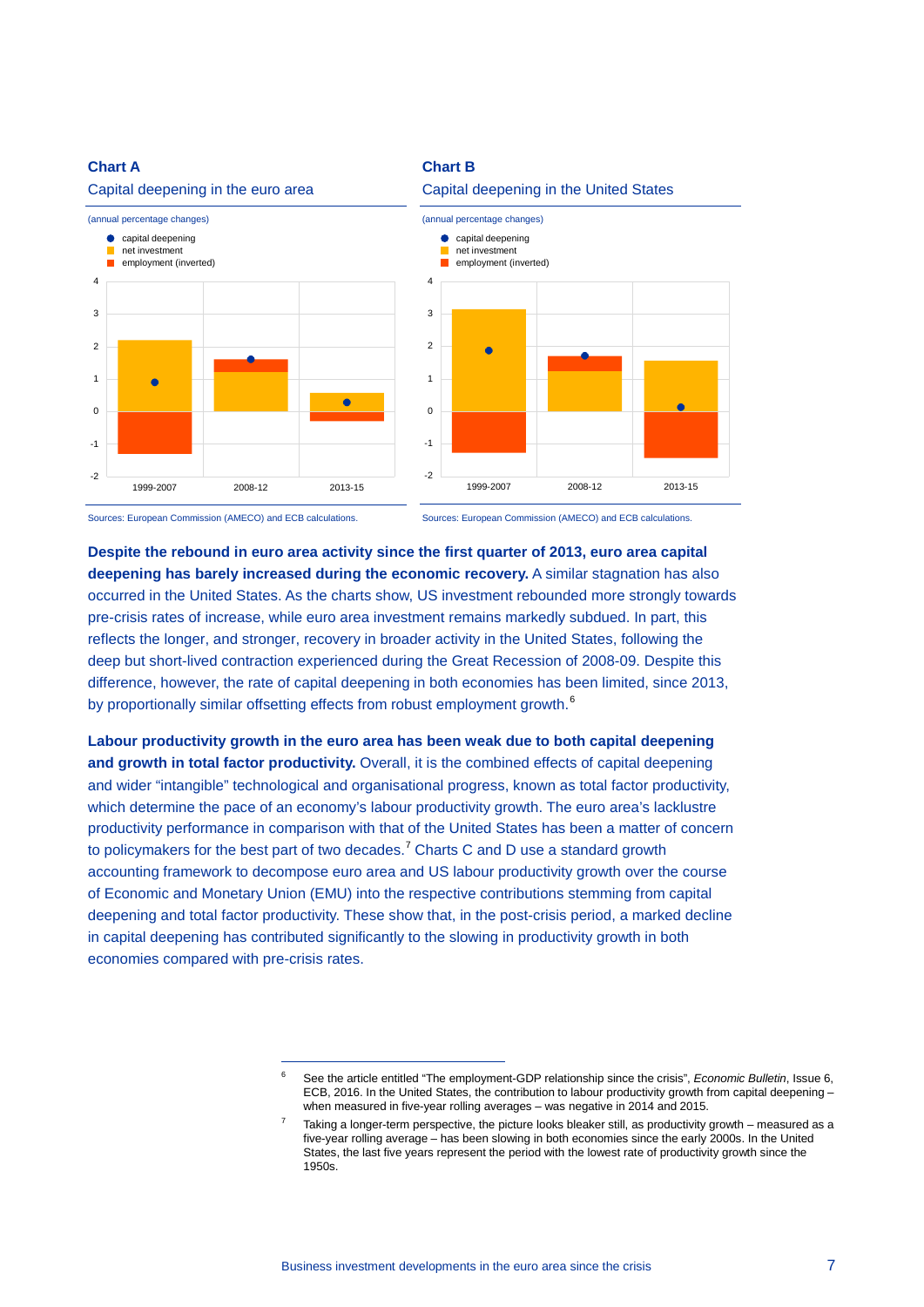**Chart A**

Capital deepening in the euro area

(annual percentage changes)

- capital deepening
- net investment
- employment (inverted)

Sources: European Commission (AMECO) and ECB calculations.

**Chart B**

Capital deepening in the United States

(annual percentage changes)

- capital deepening
- net investment
- employment (inverted)

Sources: European Commission (AMECO) and ECB calculations.

**Despite the rebound in euro area activity since the first quarter of 2013, euro area capital deepening has barely increased during the economic recovery.** A similar stagnation has also occurred in the United States. As the charts show, US investment rebounded more strongly towards pre-crisis rates of increase, while euro area investment remains markedly subdued. In part, this reflects the longer, and stronger, recovery in broader activity in the United States, following the deep but short-lived contraction experienced during the Great Recession of 2008-09. Despite this difference, however, the rate of capital deepening in both economies has been limited, since 2013, by proportionally similar offsetting effects from robust employment growth.[6]

**Labour productivity growth in the euro area has been weak due to both capital deepening and growth in total factor productivity.** Overall, it is the combined effects of capital deepening and wider "intangible" technological and organisational progress, known as total factor productivity, which determine the pace of an economy's labour productivity growth. The euro area's lacklustre productivity performance in comparison with that of the United States has been a matter of concern to policymakers for the best part of two decades.[7] Charts C and D use a standard growth accounting framework to decompose euro area and US labour productivity growth over the course of Economic and Monetary Union (EMU) into the respective contributions stemming from capital deepening and total factor productivity. These show that, in the post-crisis period, a marked decline in capital deepening has contributed significantly to the slowing in productivity growth in both economies compared with pre-crisis rates.

---

[6] See the article entitled "The employment-GDP relationship since the crisis", *Economic Bulletin*, Issue 6, ECB, 2016. In the United States, the contribution to labour productivity growth from capital deepening – when measured in five-year rolling averages – was negative in 2014 and 2015.

[7] Taking a longer-term perspective, the picture looks bleaker still, as productivity growth – measured as a five-year rolling average – has been slowing in both economies since the early 2000s. In the United States, the last five years represent the period with the lowest rate of productivity growth since the 1950s.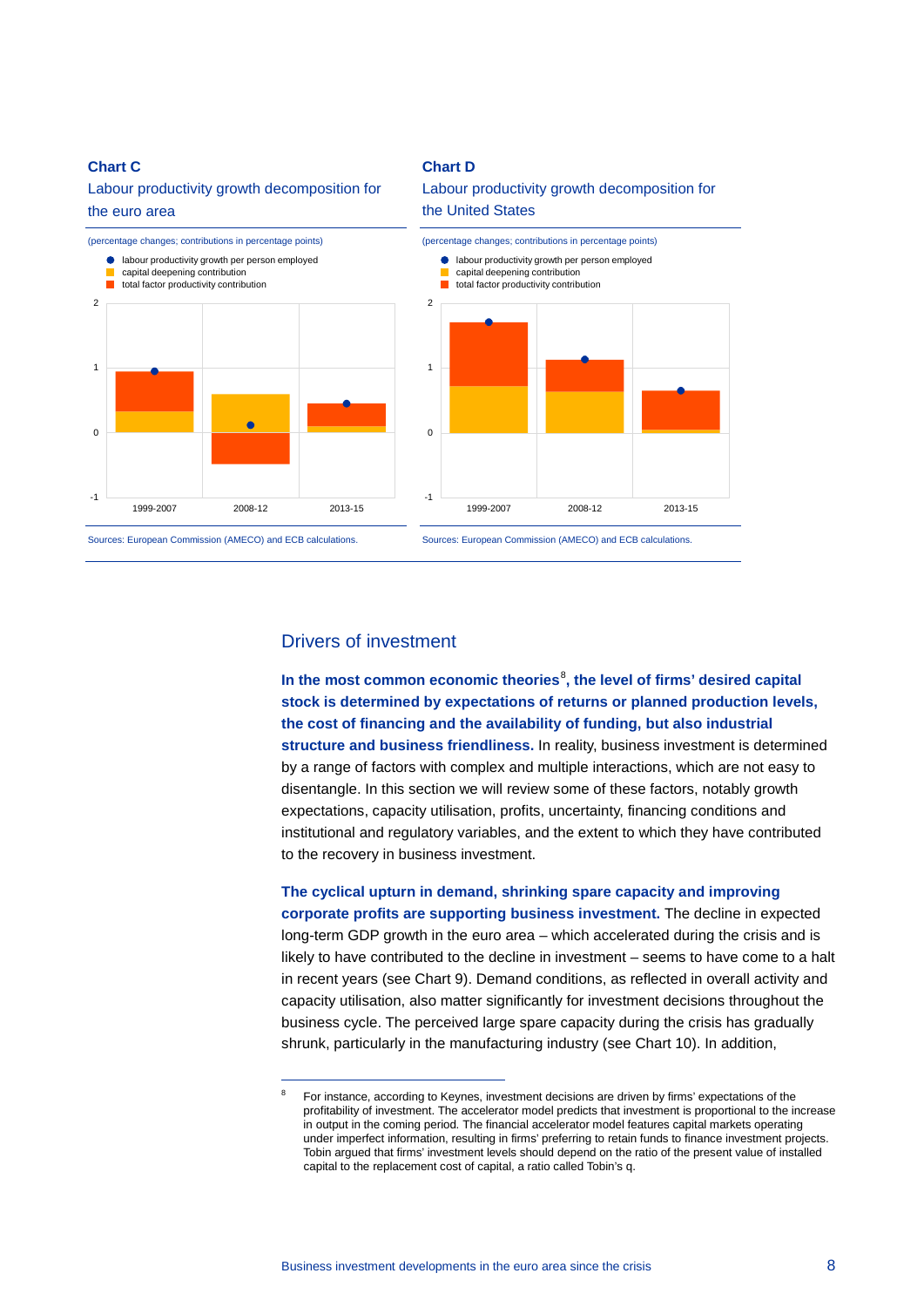**Chart C**

Labour productivity growth decomposition for the euro area

(percentage changes; contributions in percentage points)

- labour productivity growth per person employed
- capital deepening contribution
- total factor productivity contribution

Sources: European Commission (AMECO) and ECB calculations.

**Chart D**

Labour productivity growth decomposition for the United States

(percentage changes; contributions in percentage points)

- labour productivity growth per person employed
- capital deepening contribution
- total factor productivity contribution

Sources: European Commission (AMECO) and ECB calculations.

## Drivers of investment

**In the most common economic theories[8], the level of firms' desired capital stock is determined by expectations of returns or planned production levels, the cost of financing and the availability of funding, but also industrial structure and business friendliness.** In reality, business investment is determined by a range of factors with complex and multiple interactions, which are not easy to disentangle. In this section we will review some of these factors, notably growth expectations, capacity utilisation, profits, uncertainty, financing conditions and institutional and regulatory variables, and the extent to which they have contributed to the recovery in business investment.

**The cyclical upturn in demand, shrinking spare capacity and improving corporate profits are supporting business investment.** The decline in expected long-term GDP growth in the euro area – which accelerated during the crisis and is likely to have contributed to the decline in investment – seems to have come to a halt in recent years (see Chart 9). Demand conditions, as reflected in overall activity and capacity utilisation, also matter significantly for investment decisions throughout the business cycle. The perceived large spare capacity during the crisis has gradually shrunk, particularly in the manufacturing industry (see Chart 10). In addition,

---

[8] For instance, according to Keynes, investment decisions are driven by firms' expectations of the profitability of investment. The accelerator model predicts that investment is proportional to the increase in output in the coming period. The financial accelerator model features capital markets operating under imperfect information, resulting in firms' preferring to retain funds to finance investment projects. Tobin argued that firms' investment levels should depend on the ratio of the present value of installed capital to the replacement cost of capital, a ratio called Tobin's q.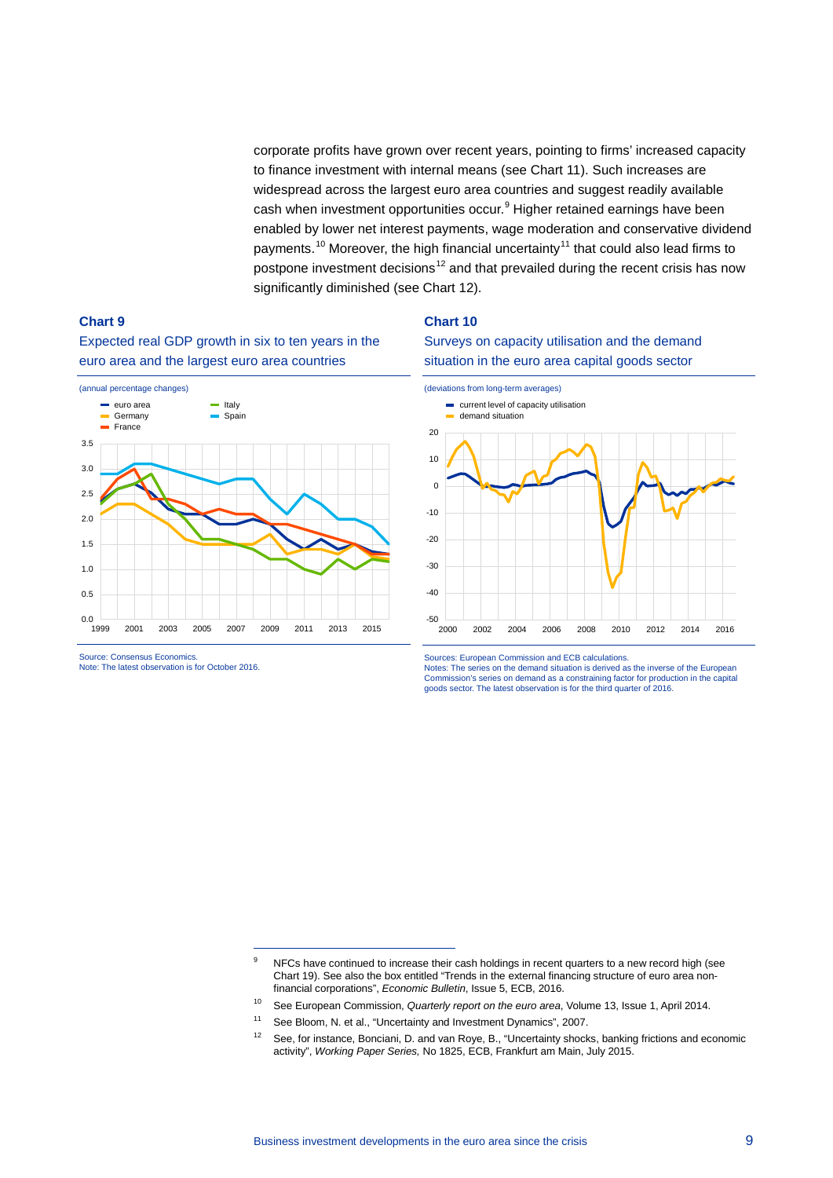corporate profits have grown over recent years, pointing to firms' increased capacity to finance investment with internal means (see Chart 11). Such increases are widespread across the largest euro area countries and suggest readily available cash when investment opportunities occur.[9] Higher retained earnings have been enabled by lower net interest payments, wage moderation and conservative dividend payments.[10] Moreover, the high financial uncertainty[11] that could also lead firms to postpone investment decisions[12] and that prevailed during the recent crisis has now significantly diminished (see Chart 12).

**Chart 9**

Expected real GDP growth in six to ten years in the euro area and the largest euro area countries

(annual percentage changes)

Source: Consensus Economics.
Note: The latest observation is for October 2016.

**Chart 10**

Surveys on capacity utilisation and the demand situation in the euro area capital goods sector

(deviations from long-term averages)

Sources: European Commission and ECB calculations.
Notes: The series on the demand situation is derived as the inverse of the European Commission's series on demand as a constraining factor for production in the capital goods sector. The latest observation is for the third quarter of 2016.

---

9 NFCs have continued to increase their cash holdings in recent quarters to a new record high (see Chart 19). See also the box entitled "Trends in the external financing structure of euro area non-financial corporations", *Economic Bulletin*, Issue 5, ECB, 2016.

10 See European Commission, *Quarterly report on the euro area*, Volume 13, Issue 1, April 2014.

11 See Bloom, N. et al., "Uncertainty and Investment Dynamics", 2007.

12 See, for instance, Bonciani, D. and van Roye, B., "Uncertainty shocks, banking frictions and economic activity", *Working Paper Series*, No 1825, ECB, Frankfurt am Main, July 2015.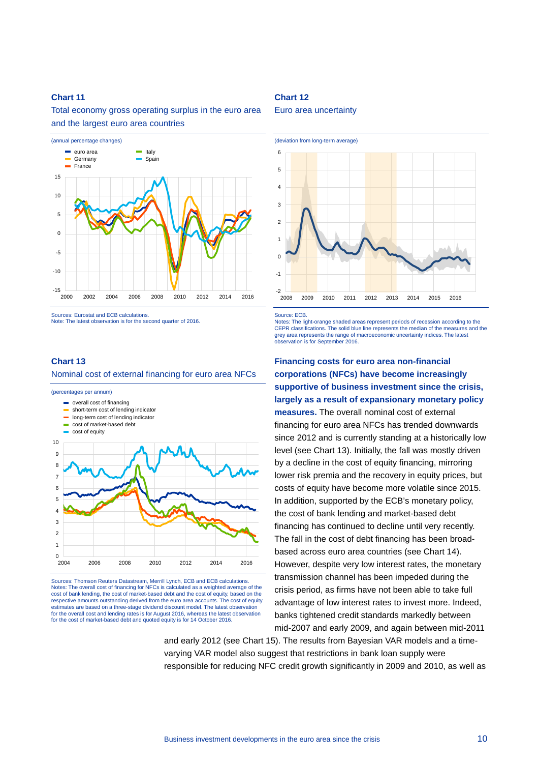**Chart 11**

Total economy gross operating surplus in the euro area and the largest euro area countries

(annual percentage changes)

Sources: Eurostat and ECB calculations.
Note: The latest observation is for the second quarter of 2016.

**Chart 12**

Euro area uncertainty

(deviation from long-term average)

Source: ECB.
Notes: The light-orange shaded areas represent periods of recession according to the CEPR classifications. The solid blue line represents the median of the measures and the grey area represents the range of macroeconomic uncertainty indices. The latest observation is for September 2016.

**Chart 13**

Nominal cost of external financing for euro area NFCs

(percentages per annum)

Sources: Thomson Reuters Datastream, Merrill Lynch, ECB and ECB calculations.
Notes: The overall cost of financing for NFCs is calculated as a weighted average of the cost of bank lending, the cost of market-based debt and the cost of equity, based on the respective amounts outstanding derived from the euro area accounts. The cost of equity estimates are based on a three-stage dividend discount model. The latest observation for the overall cost and lending rates is for August 2016, whereas the latest observation for the cost of market-based debt and quoted equity is for 14 October 2016.

**Financing costs for euro area non-financial corporations (NFCs) have become increasingly supportive of business investment since the crisis, largely as a result of expansionary monetary policy measures.** The overall nominal cost of external financing for euro area NFCs has trended downwards since 2012 and is currently standing at a historically low level (see Chart 13). Initially, the fall was mostly driven by a decline in the cost of equity financing, mirroring lower risk premia and the recovery in equity prices, but costs of equity have become more volatile since 2015. In addition, supported by the ECB's monetary policy, the cost of bank lending and market-based debt financing has continued to decline until very recently. The fall in the cost of debt financing has been broad-based across euro area countries (see Chart 14). However, despite very low interest rates, the monetary transmission channel has been impeded during the crisis period, as firms have not been able to take full advantage of low interest rates to invest more. Indeed, banks tightened credit standards markedly between mid-2007 and early 2009, and again between mid-2011 and early 2012 (see Chart 15). The results from Bayesian VAR models and a time-varying VAR model also suggest that restrictions in bank loan supply were responsible for reducing NFC credit growth significantly in 2009 and 2010, as well as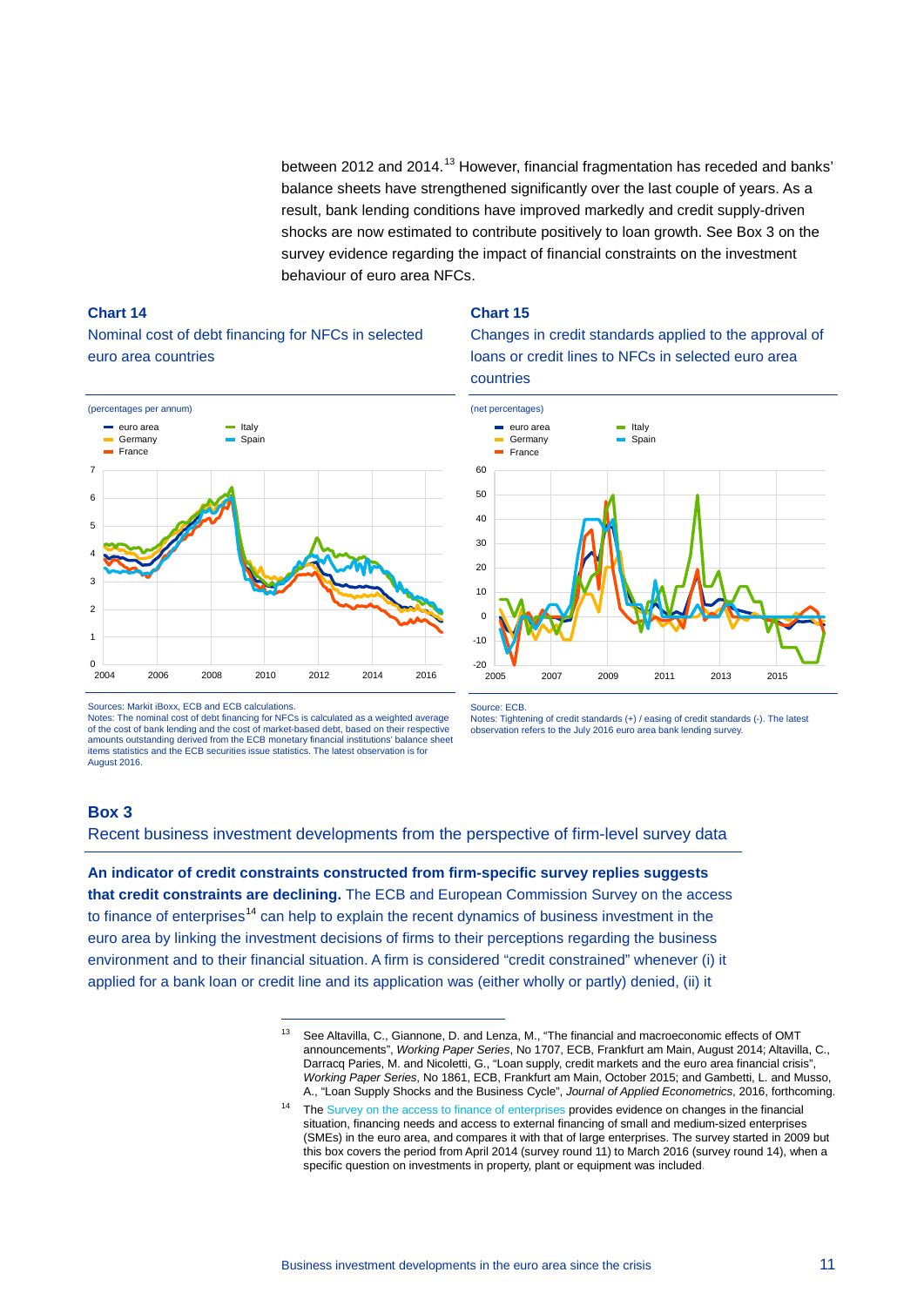between 2012 and 2014.[13] However, financial fragmentation has receded and banks' balance sheets have strengthened significantly over the last couple of years. As a result, bank lending conditions have improved markedly and credit supply-driven shocks are now estimated to contribute positively to loan growth. See Box 3 on the survey evidence regarding the impact of financial constraints on the investment behaviour of euro area NFCs.

**Chart 14**

Nominal cost of debt financing for NFCs in selected euro area countries

(percentages per annum)

Sources: Markit iBoxx, ECB and ECB calculations.
Notes: The nominal cost of debt financing for NFCs is calculated as a weighted average of the cost of bank lending and the cost of market-based debt, based on their respective amounts outstanding derived from the ECB monetary financial institutions' balance sheet items statistics and the ECB securities issue statistics. The latest observation is for August 2016.

**Chart 15**

Changes in credit standards applied to the approval of loans or credit lines to NFCs in selected euro area countries

(net percentages)

Source: ECB.
Notes: Tightening of credit standards (+) / easing of credit standards (-). The latest observation refers to the July 2016 euro area bank lending survey.

## Box 3
### Recent business investment developments from the perspective of firm-level survey data

**An indicator of credit constraints constructed from firm-specific survey replies suggests that credit constraints are declining.** The ECB and European Commission Survey on the access to finance of enterprises[14] can help to explain the recent dynamics of business investment in the euro area by linking the investment decisions of firms to their perceptions regarding the business environment and to their financial situation. A firm is considered "credit constrained" whenever (i) it applied for a bank loan or credit line and its application was (either wholly or partly) denied, (ii) it

---

[13] See Altavilla, C., Giannone, D. and Lenza, M., "The financial and macroeconomic effects of OMT announcements", *Working Paper Series*, No 1707, ECB, Frankfurt am Main, August 2014; Altavilla, C., Darracq Paries, M. and Nicoletti, G., "Loan supply, credit markets and the euro area financial crisis", *Working Paper Series*, No 1861, ECB, Frankfurt am Main, October 2015; and Gambetti, L. and Musso, A., "Loan Supply Shocks and the Business Cycle", *Journal of Applied Econometrics*, 2016, forthcoming.

[14] The Survey on the access to finance of enterprises provides evidence on changes in the financial situation, financing needs and access to external financing of small and medium-sized enterprises (SMEs) in the euro area, and compares it with that of large enterprises. The survey started in 2009 but this box covers the period from April 2014 (survey round 11) to March 2016 (survey round 14), when a specific question on investments in property, plant or equipment was included.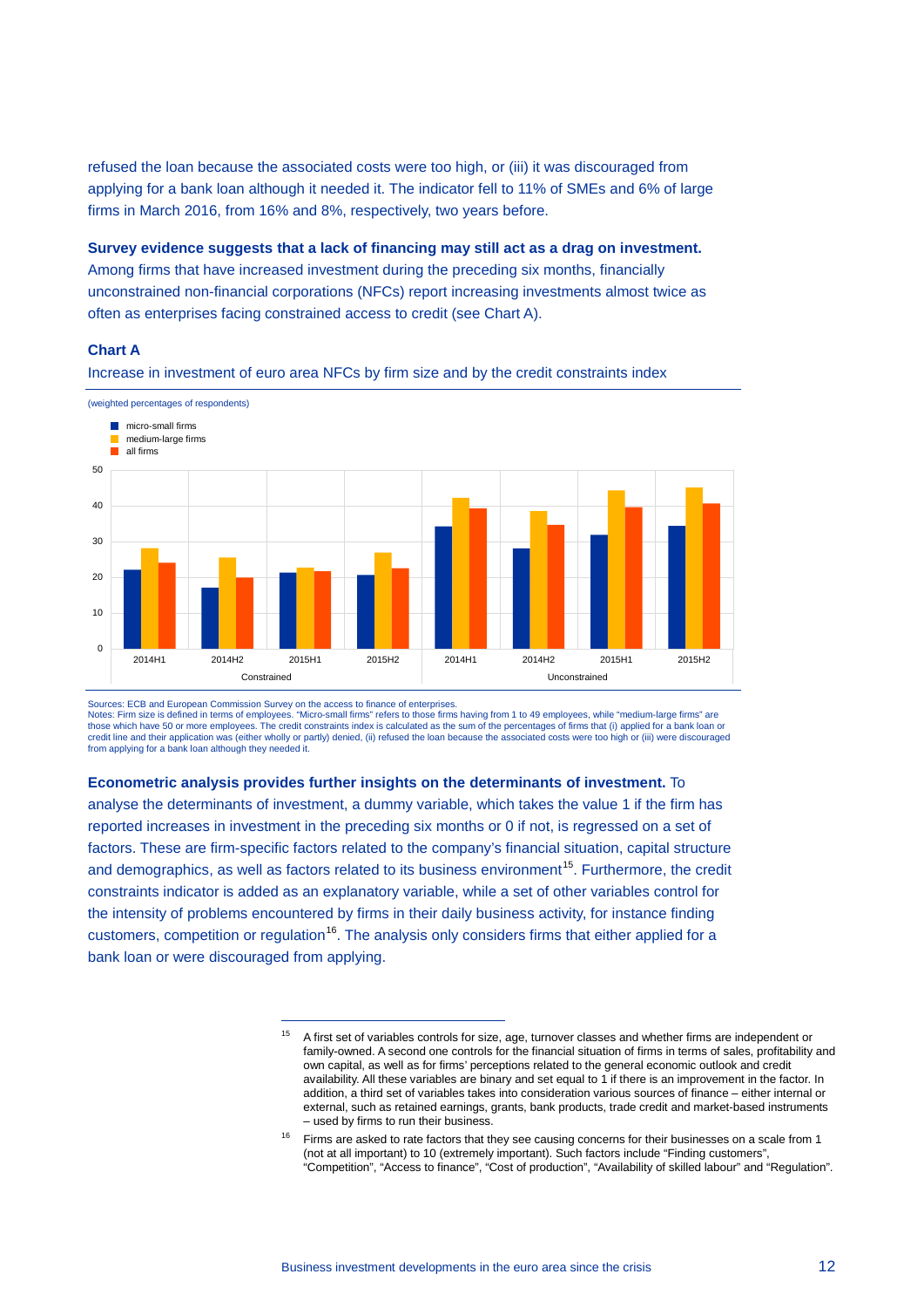refused the loan because the associated costs were too high, or (iii) it was discouraged from applying for a bank loan although it needed it. The indicator fell to 11% of SMEs and 6% of large firms in March 2016, from 16% and 8%, respectively, two years before.

**Survey evidence suggests that a lack of financing may still act as a drag on investment.** Among firms that have increased investment during the preceding six months, financially unconstrained non-financial corporations (NFCs) report increasing investments almost twice as often as enterprises facing constrained access to credit (see Chart A).

**Chart A**

Increase in investment of euro area NFCs by firm size and by the credit constraints index

(weighted percentages of respondents)

Sources: ECB and European Commission Survey on the access to finance of enterprises.
Notes: Firm size is defined in terms of employees. "Micro-small firms" refers to those firms having from 1 to 49 employees, while "medium-large firms" are those which have 50 or more employees. The credit constraints index is calculated as the sum of the percentages of firms that (i) applied for a bank loan or credit line and their application was (either wholly or partly) denied, (ii) refused the loan because the associated costs were too high or (iii) were discouraged from applying for a bank loan although they needed it.

**Econometric analysis provides further insights on the determinants of investment.** To analyse the determinants of investment, a dummy variable, which takes the value 1 if the firm has reported increases in investment in the preceding six months or 0 if not, is regressed on a set of factors. These are firm-specific factors related to the company's financial situation, capital structure and demographics, as well as factors related to its business environment[15]. Furthermore, the credit constraints indicator is added as an explanatory variable, while a set of other variables control for the intensity of problems encountered by firms in their daily business activity, for instance finding customers, competition or regulation[16]. The analysis only considers firms that either applied for a bank loan or were discouraged from applying.

[15] A first set of variables controls for size, age, turnover classes and whether firms are independent or family-owned. A second one controls for the financial situation of firms in terms of sales, profitability and own capital, as well as for firms' perceptions related to the general economic outlook and credit availability. All these variables are binary and set equal to 1 if there is an improvement in the factor. In addition, a third set of variables takes into consideration various sources of finance – either internal or external, such as retained earnings, grants, bank products, trade credit and market-based instruments – used by firms to run their business.

[16] Firms are asked to rate factors that they see causing concerns for their businesses on a scale from 1 (not at all important) to 10 (extremely important). Such factors include "Finding customers", "Competition", "Access to finance", "Cost of production", "Availability of skilled labour" and "Regulation".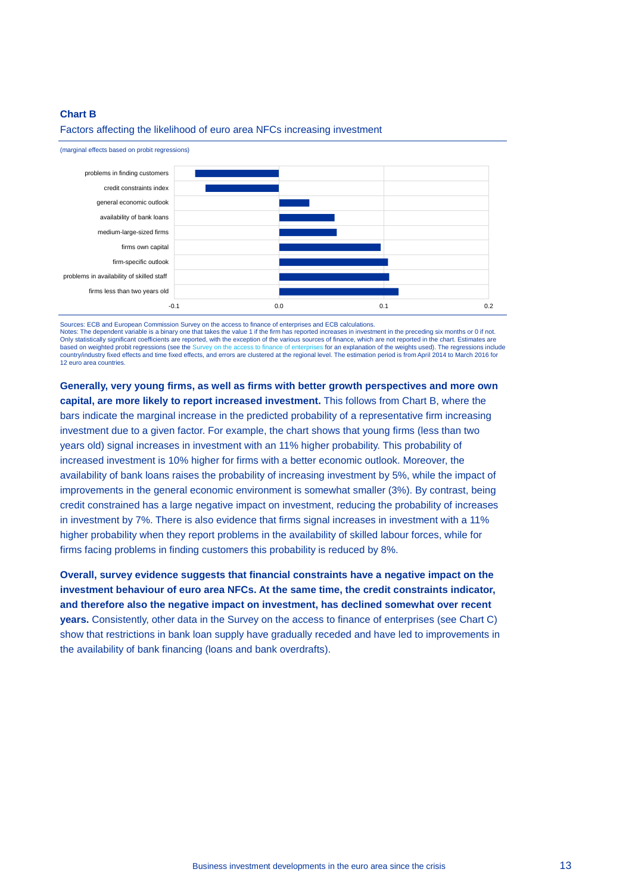**Chart B**

Factors affecting the likelihood of euro area NFCs increasing investment

(marginal effects based on probit regressions)

| Factor | Marginal effect (approx.) |
|---|---|
| problems in finding customers | -0.08 |
| credit constraints index | -0.07 |
| general economic outlook | 0.03 |
| availability of bank loans | 0.05 |
| medium-large-sized firms | 0.055 |
| firms own capital | 0.097 |
| firm-specific outlook | 0.104 |
| problems in availability of skilled staff | 0.105 |
| firms less than two years old | 0.114 |

Sources: ECB and European Commission Survey on the access to finance of enterprises and ECB calculations.
Notes: The dependent variable is a binary one that takes the value 1 if the firm has reported increases in investment in the preceding six months or 0 if not. Only statistically significant coefficients are reported, with the exception of the various sources of finance, which are not reported in the chart. Estimates are based on weighted probit regressions (see the Survey on the access to finance of enterprises for an explanation of the weights used). The regressions include country/industry fixed effects and time fixed effects, and errors are clustered at the regional level. The estimation period is from April 2014 to March 2016 for 12 euro area countries.

**Generally, very young firms, as well as firms with better growth perspectives and more own capital, are more likely to report increased investment.** This follows from Chart B, where the bars indicate the marginal increase in the predicted probability of a representative firm increasing investment due to a given factor. For example, the chart shows that young firms (less than two years old) signal increases in investment with an 11% higher probability. This probability of increased investment is 10% higher for firms with a better economic outlook. Moreover, the availability of bank loans raises the probability of increasing investment by 5%, while the impact of improvements in the general economic environment is somewhat smaller (3%). By contrast, being credit constrained has a large negative impact on investment, reducing the probability of increases in investment by 7%. There is also evidence that firms signal increases in investment with a 11% higher probability when they report problems in the availability of skilled labour forces, while for firms facing problems in finding customers this probability is reduced by 8%.

**Overall, survey evidence suggests that financial constraints have a negative impact on the investment behaviour of euro area NFCs. At the same time, the credit constraints indicator, and therefore also the negative impact on investment, has declined somewhat over recent years.** Consistently, other data in the Survey on the access to finance of enterprises (see Chart C) show that restrictions in bank loan supply have gradually receded and have led to improvements in the availability of bank financing (loans and bank overdrafts).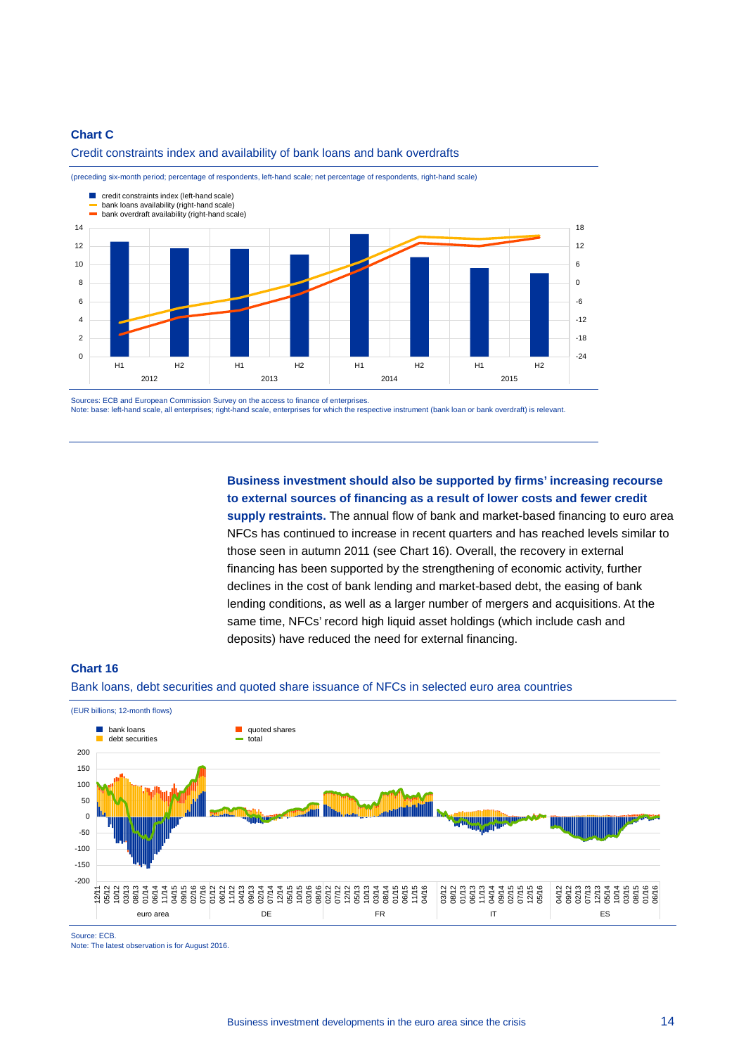**Chart C**

Credit constraints index and availability of bank loans and bank overdrafts

(preceding six-month period; percentage of respondents, left-hand scale; net percentage of respondents, right-hand scale)

Sources: ECB and European Commission Survey on the access to finance of enterprises.
Note: base: left-hand scale, all enterprises; right-hand scale, enterprises for which the respective instrument (bank loan or bank overdraft) is relevant.

**Business investment should also be supported by firms' increasing recourse to external sources of financing as a result of lower costs and fewer credit supply restraints.** The annual flow of bank and market-based financing to euro area NFCs has continued to increase in recent quarters and has reached levels similar to those seen in autumn 2011 (see Chart 16). Overall, the recovery in external financing has been supported by the strengthening of economic activity, further declines in the cost of bank lending and market-based debt, the easing of bank lending conditions, as well as a larger number of mergers and acquisitions. At the same time, NFCs' record high liquid asset holdings (which include cash and deposits) have reduced the need for external financing.

**Chart 16**

Bank loans, debt securities and quoted share issuance of NFCs in selected euro area countries

(EUR billions; 12-month flows)

Source: ECB.
Note: The latest observation is for August 2016.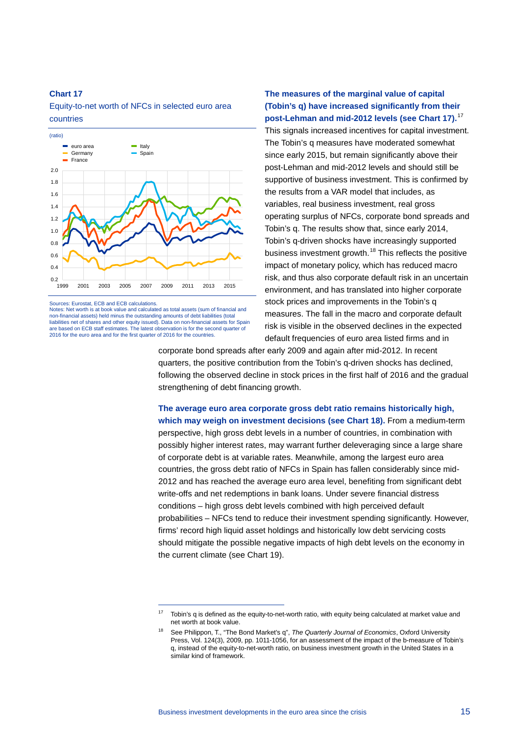**Chart 17**

Equity-to-net worth of NFCs in selected euro area countries

Sources: Eurostat, ECB and ECB calculations.
Notes: Net worth is at book value and calculated as total assets (sum of financial and non-financial assets) held minus the outstanding amounts of debt liabilities (total liabilities net of shares and other equity issued). Data on non-financial assets for Spain are based on ECB staff estimates. The latest observation is for the second quarter of 2016 for the euro area and for the first quarter of 2016 for the countries.

**The measures of the marginal value of capital (Tobin's q) have increased significantly from their post-Lehman and mid-2012 levels (see Chart 17).**[17] This signals increased incentives for capital investment. The Tobin's q measures have moderated somewhat since early 2015, but remain significantly above their post-Lehman and mid-2012 levels and should still be supportive of business investment. This is confirmed by the results from a VAR model that includes, as variables, real business investment, real gross operating surplus of NFCs, corporate bond spreads and Tobin's q. The results show that, since early 2014, Tobin's q-driven shocks have increasingly supported business investment growth.[18] This reflects the positive impact of monetary policy, which has reduced macro risk, and thus also corporate default risk in an uncertain environment, and has translated into higher corporate stock prices and improvements in the Tobin's q measures. The fall in the macro and corporate default risk is visible in the observed declines in the expected default frequencies of euro area listed firms and in corporate bond spreads after early 2009 and again after mid-2012. In recent quarters, the positive contribution from the Tobin's q-driven shocks has declined, following the observed decline in stock prices in the first half of 2016 and the gradual strengthening of debt financing growth.

**The average euro area corporate gross debt ratio remains historically high, which may weigh on investment decisions (see Chart 18).** From a medium-term perspective, high gross debt levels in a number of countries, in combination with possibly higher interest rates, may warrant further deleveraging since a large share of corporate debt is at variable rates. Meanwhile, among the largest euro area countries, the gross debt ratio of NFCs in Spain has fallen considerably since mid-2012 and has reached the average euro area level, benefiting from significant debt write-offs and net redemptions in bank loans. Under severe financial distress conditions – high gross debt levels combined with high perceived default probabilities – NFCs tend to reduce their investment spending significantly. However, firms' record high liquid asset holdings and historically low debt servicing costs should mitigate the possible negative impacts of high debt levels on the economy in the current climate (see Chart 19).

---

[17] Tobin's q is defined as the equity-to-net-worth ratio, with equity being calculated at market value and net worth at book value.

[18] See Philippon, T., "The Bond Market's q", *The Quarterly Journal of Economics*, Oxford University Press, Vol. 124(3), 2009, pp. 1011-1056, for an assessment of the impact of the b-measure of Tobin's q, instead of the equity-to-net-worth ratio, on business investment growth in the United States in a similar kind of framework.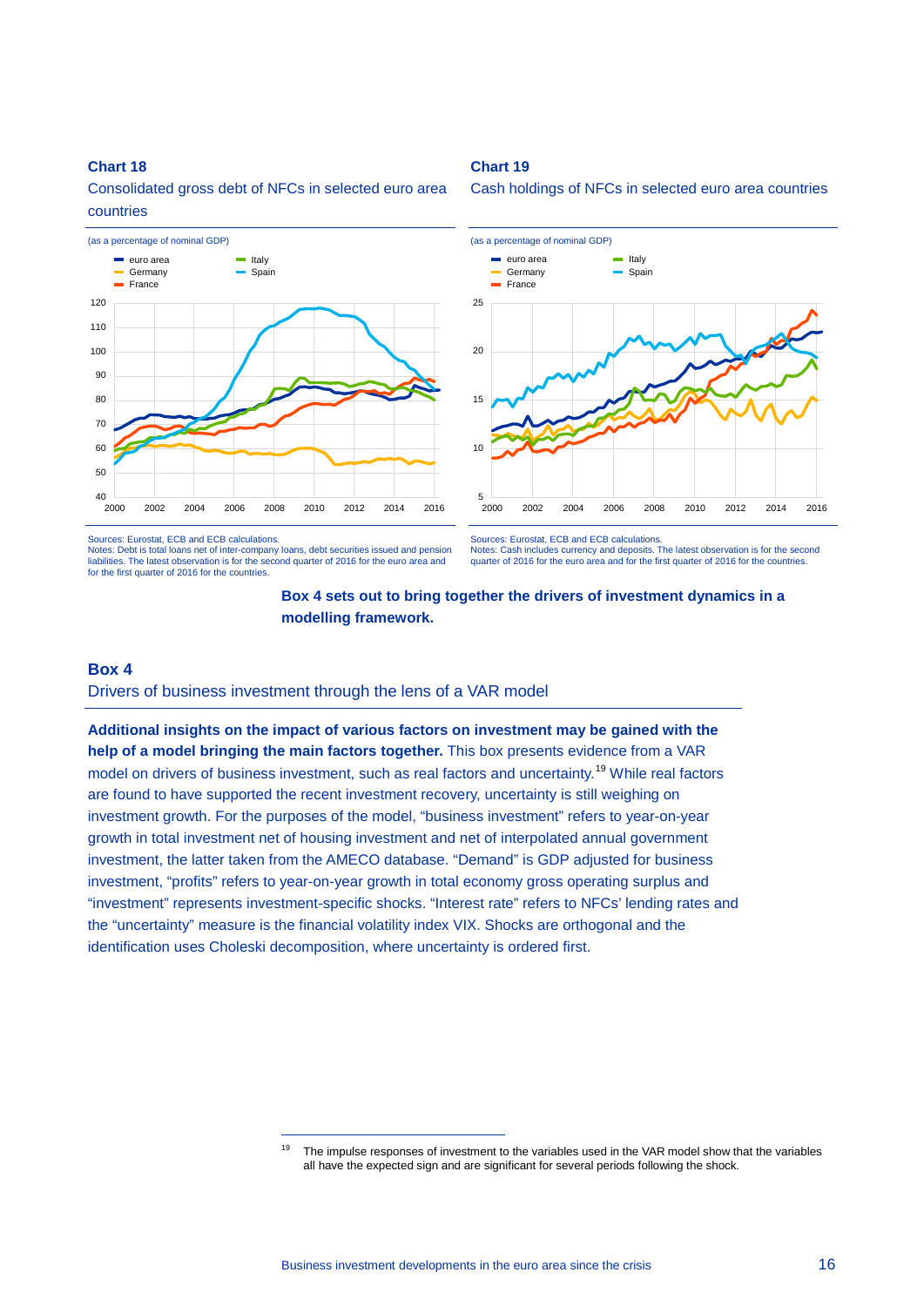**Chart 18**

Consolidated gross debt of NFCs in selected euro area countries

(as a percentage of nominal GDP)

Sources: Eurostat, ECB and ECB calculations.
Notes: Debt is total loans net of inter-company loans, debt securities issued and pension liabilities. The latest observation is for the second quarter of 2016 for the euro area and for the first quarter of 2016 for the countries.

**Chart 19**

Cash holdings of NFCs in selected euro area countries

(as a percentage of nominal GDP)

Sources: Eurostat, ECB and ECB calculations.
Notes: Cash includes currency and deposits. The latest observation is for the second quarter of 2016 for the euro area and for the first quarter of 2016 for the countries.

**Box 4 sets out to bring together the drivers of investment dynamics in a modelling framework.**

## Box 4

### Drivers of business investment through the lens of a VAR model

**Additional insights on the impact of various factors on investment may be gained with the help of a model bringing the main factors together.** This box presents evidence from a VAR model on drivers of business investment, such as real factors and uncertainty.[19] While real factors are found to have supported the recent investment recovery, uncertainty is still weighing on investment growth. For the purposes of the model, "business investment" refers to year-on-year growth in total investment net of housing investment and net of interpolated annual government investment, the latter taken from the AMECO database. "Demand" is GDP adjusted for business investment, "profits" refers to year-on-year growth in total economy gross operating surplus and "investment" represents investment-specific shocks. "Interest rate" refers to NFCs' lending rates and the "uncertainty" measure is the financial volatility index VIX. Shocks are orthogonal and the identification uses Choleski decomposition, where uncertainty is ordered first.

[19] The impulse responses of investment to the variables used in the VAR model show that the variables all have the expected sign and are significant for several periods following the shock.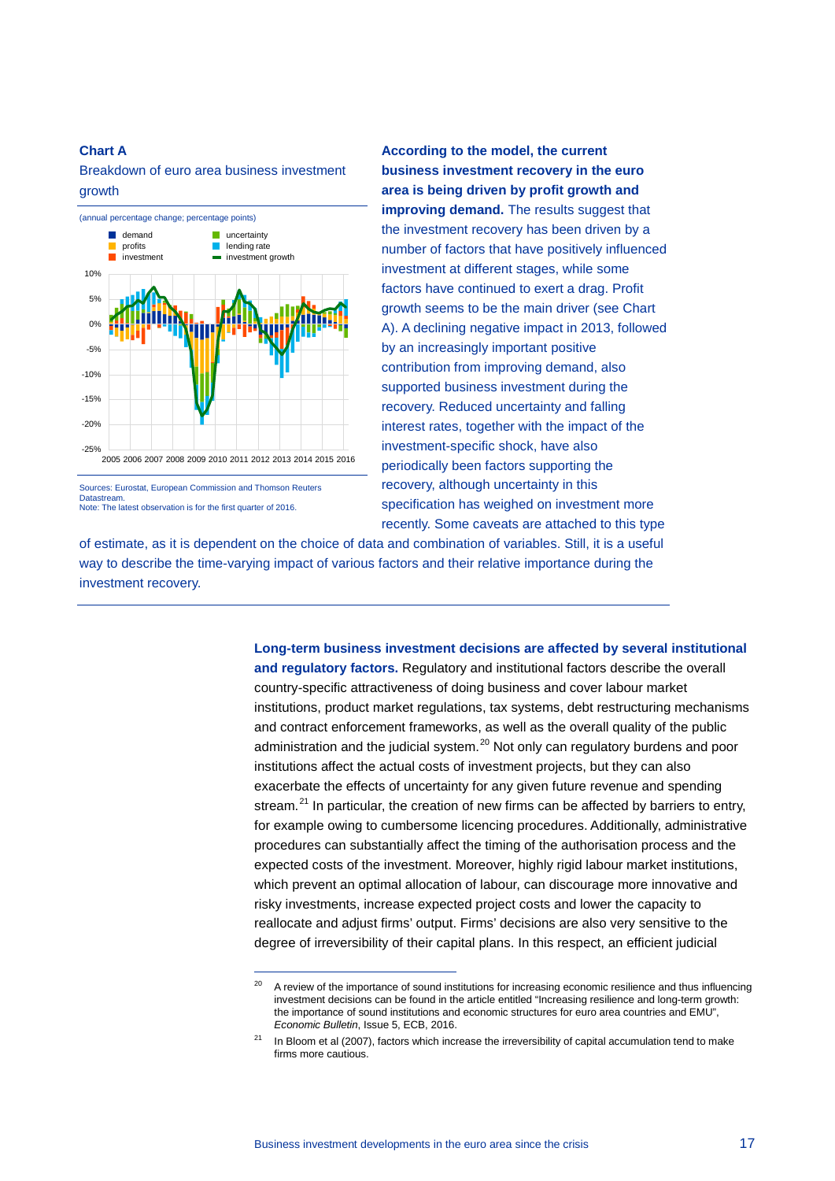**Chart A**

Breakdown of euro area business investment growth

(annual percentage change; percentage points)

Legend: demand, profits, investment, uncertainty, lending rate, investment growth

Sources: Eurostat, European Commission and Thomson Reuters Datastream.
Note: The latest observation is for the first quarter of 2016.

**According to the model, the current business investment recovery in the euro area is being driven by profit growth and improving demand.** The results suggest that the investment recovery has been driven by a number of factors that have positively influenced investment at different stages, while some factors have continued to exert a drag. Profit growth seems to be the main driver (see Chart A). A declining negative impact in 2013, followed by an increasingly important positive contribution from improving demand, also supported business investment during the recovery. Reduced uncertainty and falling interest rates, together with the impact of the investment-specific shock, have also periodically been factors supporting the recovery, although uncertainty in this specification has weighed on investment more recently. Some caveats are attached to this type of estimate, as it is dependent on the choice of data and combination of variables. Still, it is a useful way to describe the time-varying impact of various factors and their relative importance during the investment recovery.

**Long-term business investment decisions are affected by several institutional and regulatory factors.** Regulatory and institutional factors describe the overall country-specific attractiveness of doing business and cover labour market institutions, product market regulations, tax systems, debt restructuring mechanisms and contract enforcement frameworks, as well as the overall quality of the public administration and the judicial system.[20] Not only can regulatory burdens and poor institutions affect the actual costs of investment projects, but they can also exacerbate the effects of uncertainty for any given future revenue and spending stream.[21] In particular, the creation of new firms can be affected by barriers to entry, for example owing to cumbersome licencing procedures. Additionally, administrative procedures can substantially affect the timing of the authorisation process and the expected costs of the investment. Moreover, highly rigid labour market institutions, which prevent an optimal allocation of labour, can discourage more innovative and risky investments, increase expected project costs and lower the capacity to reallocate and adjust firms' output. Firms' decisions are also very sensitive to the degree of irreversibility of their capital plans. In this respect, an efficient judicial

[20] A review of the importance of sound institutions for increasing economic resilience and thus influencing investment decisions can be found in the article entitled "Increasing resilience and long-term growth: the importance of sound institutions and economic structures for euro area countries and EMU", *Economic Bulletin*, Issue 5, ECB, 2016.

[21] In Bloom et al (2007), factors which increase the irreversibility of capital accumulation tend to make firms more cautious.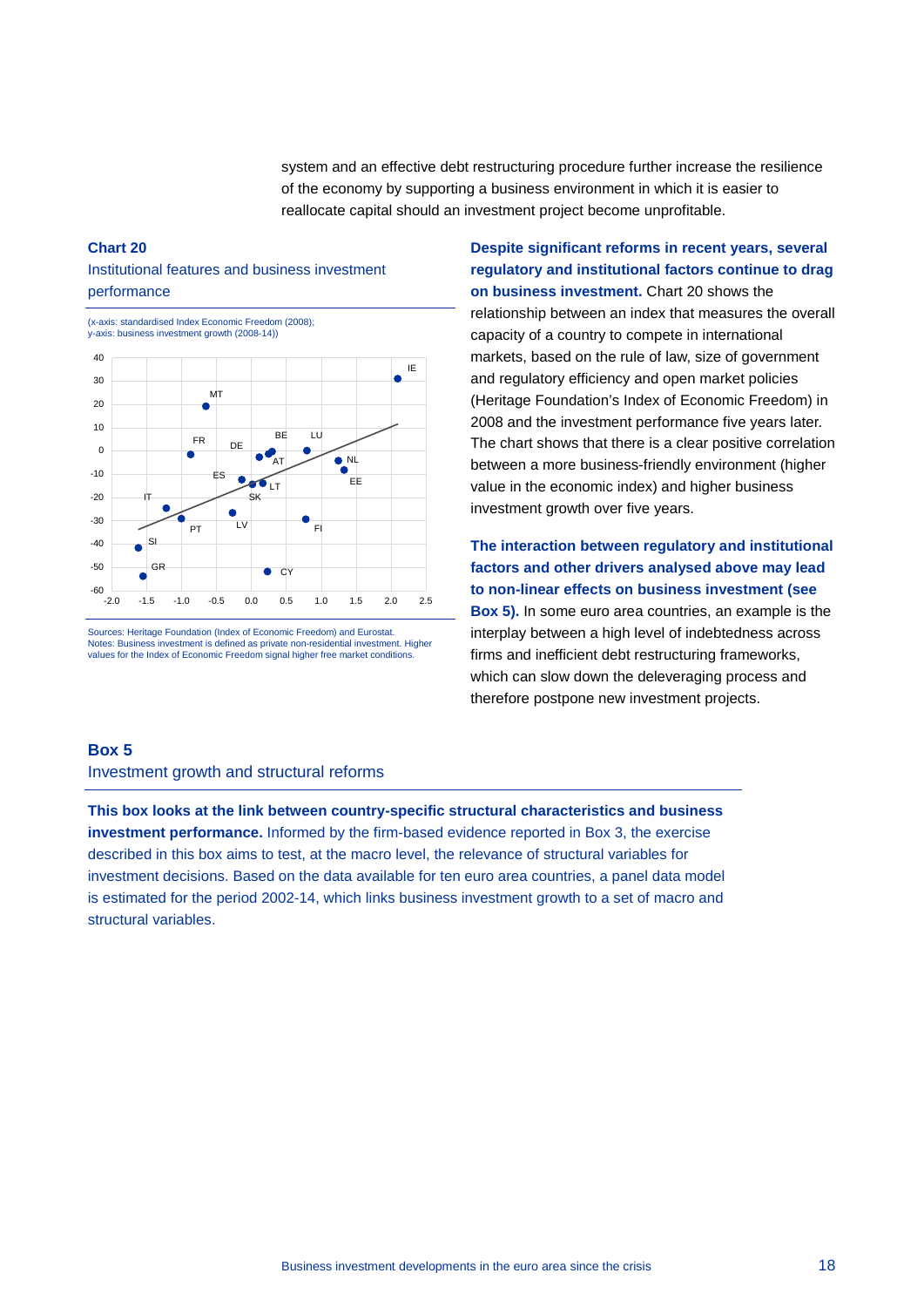system and an effective debt restructuring procedure further increase the resilience of the economy by supporting a business environment in which it is easier to reallocate capital should an investment project become unprofitable.

**Chart 20**

Institutional features and business investment performance

(x-axis: standardised Index Economic Freedom (2008); y-axis: business investment growth (2008-14))

Sources: Heritage Foundation (Index of Economic Freedom) and Eurostat.
Notes: Business investment is defined as private non-residential investment. Higher values for the Index of Economic Freedom signal higher free market conditions.

**Despite significant reforms in recent years, several regulatory and institutional factors continue to drag on business investment.** Chart 20 shows the relationship between an index that measures the overall capacity of a country to compete in international markets, based on the rule of law, size of government and regulatory efficiency and open market policies (Heritage Foundation's Index of Economic Freedom) in 2008 and the investment performance five years later. The chart shows that there is a clear positive correlation between a more business-friendly environment (higher value in the economic index) and higher business investment growth over five years.

**The interaction between regulatory and institutional factors and other drivers analysed above may lead to non-linear effects on business investment (see Box 5).** In some euro area countries, an example is the interplay between a high level of indebtedness across firms and inefficient debt restructuring frameworks, which can slow down the deleveraging process and therefore postpone new investment projects.

## Box 5

### Investment growth and structural reforms

**This box looks at the link between country-specific structural characteristics and business investment performance.** Informed by the firm-based evidence reported in Box 3, the exercise described in this box aims to test, at the macro level, the relevance of structural variables for investment decisions. Based on the data available for ten euro area countries, a panel data model is estimated for the period 2002-14, which links business investment growth to a set of macro and structural variables.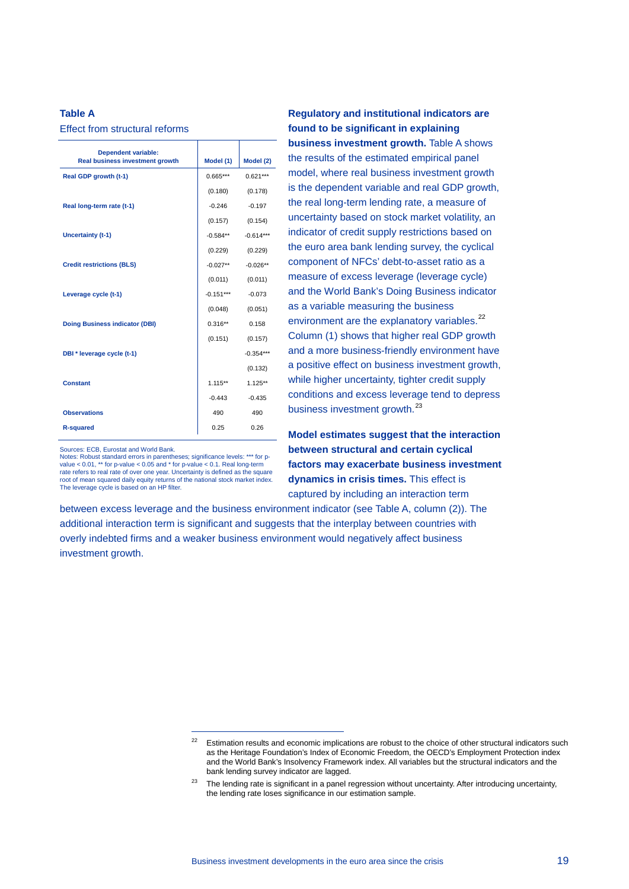**Table A**

Effect from structural reforms

| Dependent variable: Real business investment growth | Model (1) | Model (2) |
|---|---|---|
| **Real GDP growth (t-1)** | 0.665*** | 0.621*** |
| | (0.180) | (0.178) |
| **Real long-term rate (t-1)** | -0.246 | -0.197 |
| | (0.157) | (0.154) |
| **Uncertainty (t-1)** | -0.584** | -0.614*** |
| | (0.229) | (0.229) |
| **Credit restrictions (BLS)** | -0.027** | -0.026** |
| | (0.011) | (0.011) |
| **Leverage cycle (t-1)** | -0.151*** | -0.073 |
| | (0.048) | (0.051) |
| **Doing Business indicator (DBI)** | 0.316** | 0.158 |
| | (0.151) | (0.157) |
| **DBI * leverage cycle (t-1)** | | -0.354*** |
| | | (0.132) |
| **Constant** | 1.115** | 1.125** |
| | -0.443 | -0.435 |
| **Observations** | 490 | 490 |
| **R-squared** | 0.25 | 0.26 |

Sources: ECB, Eurostat and World Bank.
Notes: Robust standard errors in parentheses; significance levels: *** for p-value < 0.01, ** for p-value < 0.05 and * for p-value < 0.1. Real long-term rate refers to real rate of over one year. Uncertainty is defined as the square root of mean squared daily equity returns of the national stock market index. The leverage cycle is based on an HP filter.

**Regulatory and institutional indicators are found to be significant in explaining business investment growth.** Table A shows the results of the estimated empirical panel model, where real business investment growth is the dependent variable and real GDP growth, the real long-term lending rate, a measure of uncertainty based on stock market volatility, an indicator of credit supply restrictions based on the euro area bank lending survey, the cyclical component of NFCs' debt-to-asset ratio as a measure of excess leverage (leverage cycle) and the World Bank's Doing Business indicator as a variable measuring the business environment are the explanatory variables.[22] Column (1) shows that higher real GDP growth and a more business-friendly environment have a positive effect on business investment growth, while higher uncertainty, tighter credit supply conditions and excess leverage tend to depress business investment growth.[23]

**Model estimates suggest that the interaction between structural and certain cyclical factors may exacerbate business investment dynamics in crisis times.** This effect is captured by including an interaction term between excess leverage and the business environment indicator (see Table A, column (2)). The additional interaction term is significant and suggests that the interplay between countries with overly indebted firms and a weaker business environment would negatively affect business investment growth.

[22] Estimation results and economic implications are robust to the choice of other structural indicators such as the Heritage Foundation's Index of Economic Freedom, the OECD's Employment Protection index and the World Bank's Insolvency Framework index. All variables but the structural indicators and the bank lending survey indicator are lagged.

[23] The lending rate is significant in a panel regression without uncertainty. After introducing uncertainty, the lending rate loses significance in our estimation sample.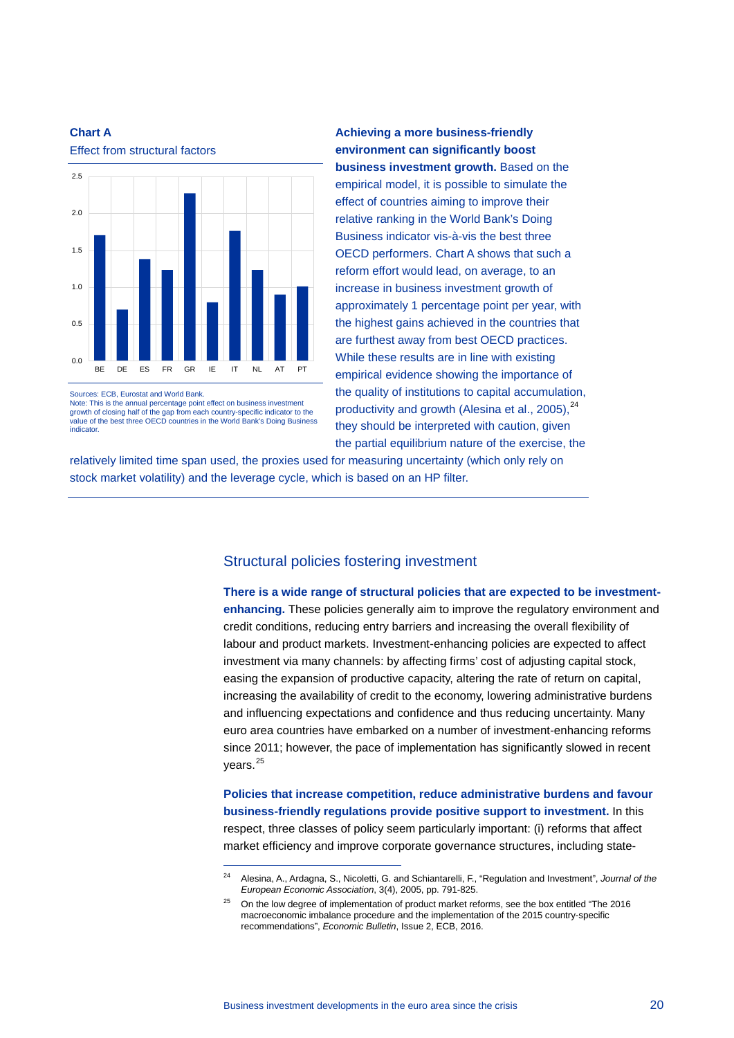**Chart A**

Effect from structural factors

| | BE | DE | ES | FR | GR | IE | IT | NL | AT | PT |
|---|---|---|---|---|---|---|---|---|---|---|
| Effect | 1.7 | 0.7 | 1.4 | 1.2 | 2.3 | 0.8 | 1.8 | 1.2 | 0.9 | 1.0 |

Sources: ECB, Eurostat and World Bank.
Note: This is the annual percentage point effect on business investment growth of closing half of the gap from each country-specific indicator to the value of the best three OECD countries in the World Bank's Doing Business indicator.

**Achieving a more business-friendly environment can significantly boost business investment growth.** Based on the empirical model, it is possible to simulate the effect of countries aiming to improve their relative ranking in the World Bank's Doing Business indicator vis-à-vis the best three OECD performers. Chart A shows that such a reform effort would lead, on average, to an increase in business investment growth of approximately 1 percentage point per year, with the highest gains achieved in the countries that are furthest away from best OECD practices. While these results are in line with existing empirical evidence showing the importance of the quality of institutions to capital accumulation, productivity and growth (Alesina et al., 2005),[24] they should be interpreted with caution, given the partial equilibrium nature of the exercise, the relatively limited time span used, the proxies used for measuring uncertainty (which only rely on stock market volatility) and the leverage cycle, which is based on an HP filter.

## Structural policies fostering investment

**There is a wide range of structural policies that are expected to be investment-enhancing.** These policies generally aim to improve the regulatory environment and credit conditions, reducing entry barriers and increasing the overall flexibility of labour and product markets. Investment-enhancing policies are expected to affect investment via many channels: by affecting firms' cost of adjusting capital stock, easing the expansion of productive capacity, altering the rate of return on capital, increasing the availability of credit to the economy, lowering administrative burdens and influencing expectations and confidence and thus reducing uncertainty. Many euro area countries have embarked on a number of investment-enhancing reforms since 2011; however, the pace of implementation has significantly slowed in recent years.[25]

**Policies that increase competition, reduce administrative burdens and favour business-friendly regulations provide positive support to investment.** In this respect, three classes of policy seem particularly important: (i) reforms that affect market efficiency and improve corporate governance structures, including state-

[24] Alesina, A., Ardagna, S., Nicoletti, G. and Schiantarelli, F., "Regulation and Investment", *Journal of the European Economic Association*, 3(4), 2005, pp. 791-825.

[25] On the low degree of implementation of product market reforms, see the box entitled "The 2016 macroeconomic imbalance procedure and the implementation of the 2015 country-specific recommendations", *Economic Bulletin*, Issue 2, ECB, 2016.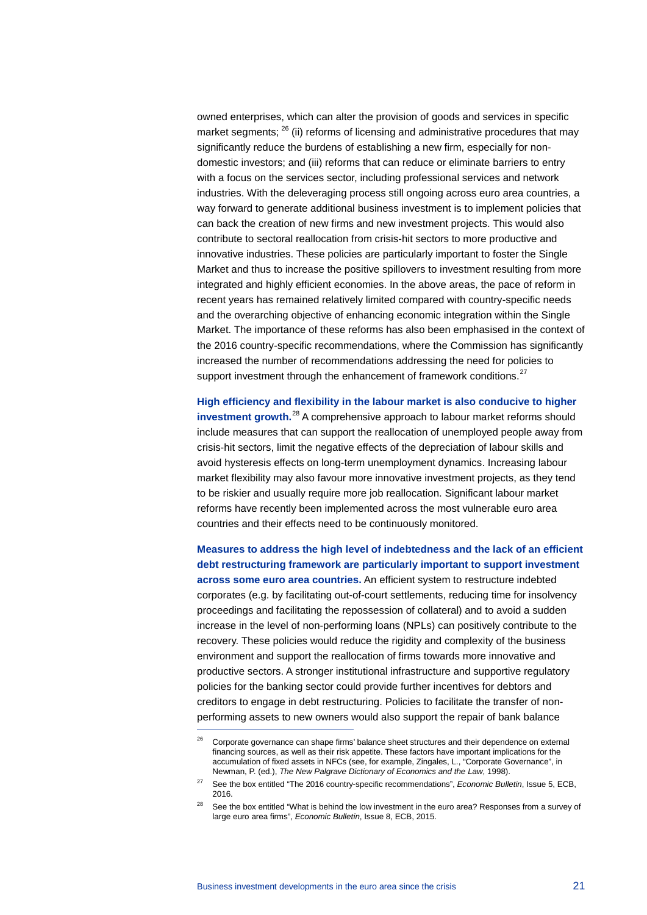owned enterprises, which can alter the provision of goods and services in specific market segments; [26] (ii) reforms of licensing and administrative procedures that may significantly reduce the burdens of establishing a new firm, especially for non-domestic investors; and (iii) reforms that can reduce or eliminate barriers to entry with a focus on the services sector, including professional services and network industries. With the deleveraging process still ongoing across euro area countries, a way forward to generate additional business investment is to implement policies that can back the creation of new firms and new investment projects. This would also contribute to sectoral reallocation from crisis-hit sectors to more productive and innovative industries. These policies are particularly important to foster the Single Market and thus to increase the positive spillovers to investment resulting from more integrated and highly efficient economies. In the above areas, the pace of reform in recent years has remained relatively limited compared with country-specific needs and the overarching objective of enhancing economic integration within the Single Market. The importance of these reforms has also been emphasised in the context of the 2016 country-specific recommendations, where the Commission has significantly increased the number of recommendations addressing the need for policies to support investment through the enhancement of framework conditions.[27]

**High efficiency and flexibility in the labour market is also conducive to higher investment growth.**[28] A comprehensive approach to labour market reforms should include measures that can support the reallocation of unemployed people away from crisis-hit sectors, limit the negative effects of the depreciation of labour skills and avoid hysteresis effects on long-term unemployment dynamics. Increasing labour market flexibility may also favour more innovative investment projects, as they tend to be riskier and usually require more job reallocation. Significant labour market reforms have recently been implemented across the most vulnerable euro area countries and their effects need to be continuously monitored.

**Measures to address the high level of indebtedness and the lack of an efficient debt restructuring framework are particularly important to support investment across some euro area countries.** An efficient system to restructure indebted corporates (e.g. by facilitating out-of-court settlements, reducing time for insolvency proceedings and facilitating the repossession of collateral) and to avoid a sudden increase in the level of non-performing loans (NPLs) can positively contribute to the recovery. These policies would reduce the rigidity and complexity of the business environment and support the reallocation of firms towards more innovative and productive sectors. A stronger institutional infrastructure and supportive regulatory policies for the banking sector could provide further incentives for debtors and creditors to engage in debt restructuring. Policies to facilitate the transfer of non-performing assets to new owners would also support the repair of bank balance

---

[26] Corporate governance can shape firms' balance sheet structures and their dependence on external financing sources, as well as their risk appetite. These factors have important implications for the accumulation of fixed assets in NFCs (see, for example, Zingales, L., "Corporate Governance", in Newman, P. (ed.), *The New Palgrave Dictionary of Economics and the Law*, 1998).

[27] See the box entitled "The 2016 country-specific recommendations", *Economic Bulletin*, Issue 5, ECB, 2016.

[28] See the box entitled "What is behind the low investment in the euro area? Responses from a survey of large euro area firms", *Economic Bulletin*, Issue 8, ECB, 2015.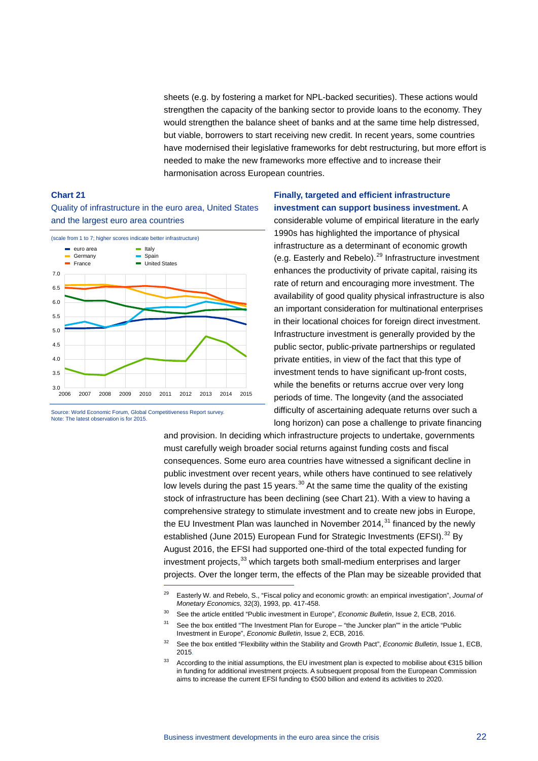sheets (e.g. by fostering a market for NPL-backed securities). These actions would strengthen the capacity of the banking sector to provide loans to the economy. They would strengthen the balance sheet of banks and at the same time help distressed, but viable, borrowers to start receiving new credit. In recent years, some countries have modernised their legislative frameworks for debt restructuring, but more effort is needed to make the new frameworks more effective and to increase their harmonisation across European countries.

**Chart 21**

Quality of infrastructure in the euro area, United States and the largest euro area countries

(scale from 1 to 7; higher scores indicate better infrastructure)

Source: World Economic Forum, Global Competitiveness Report survey.
Note: The latest observation is for 2015.

**Finally, targeted and efficient infrastructure investment can support business investment.** A considerable volume of empirical literature in the early 1990s has highlighted the importance of physical infrastructure as a determinant of economic growth (e.g. Easterly and Rebelo).[29] Infrastructure investment enhances the productivity of private capital, raising its rate of return and encouraging more investment. The availability of good quality physical infrastructure is also an important consideration for multinational enterprises in their locational choices for foreign direct investment. Infrastructure investment is generally provided by the public sector, public-private partnerships or regulated private entities, in view of the fact that this type of investment tends to have significant up-front costs, while the benefits or returns accrue over very long periods of time. The longevity (and the associated difficulty of ascertaining adequate returns over such a long horizon) can pose a challenge to private financing and provision. In deciding which infrastructure projects to undertake, governments must carefully weigh broader social returns against funding costs and fiscal consequences. Some euro area countries have witnessed a significant decline in public investment over recent years, while others have continued to see relatively low levels during the past 15 years.[30] At the same time the quality of the existing stock of infrastructure has been declining (see Chart 21). With a view to having a comprehensive strategy to stimulate investment and to create new jobs in Europe, the EU Investment Plan was launched in November 2014,[31] financed by the newly established (June 2015) European Fund for Strategic Investments (EFSI).[32] By August 2016, the EFSI had supported one-third of the total expected funding for investment projects,[33] which targets both small-medium enterprises and larger projects. Over the longer term, the effects of the Plan may be sizeable provided that

---

[29] Easterly W. and Rebelo, S., "Fiscal policy and economic growth: an empirical investigation", *Journal of Monetary Economics,* 32(3), 1993, pp. 417-458.

[30] See the article entitled "Public investment in Europe", *Economic Bulletin*, Issue 2, ECB, 2016.

[31] See the box entitled "The Investment Plan for Europe – "the Juncker plan"" in the article "Public Investment in Europe", *Economic Bulletin*, Issue 2, ECB, 2016.

[32] See the box entitled "Flexibility within the Stability and Growth Pact", *Economic Bulletin*, Issue 1, ECB, 2015.

[33] According to the initial assumptions, the EU investment plan is expected to mobilise about €315 billion in funding for additional investment projects. A subsequent proposal from the European Commission aims to increase the current EFSI funding to €500 billion and extend its activities to 2020.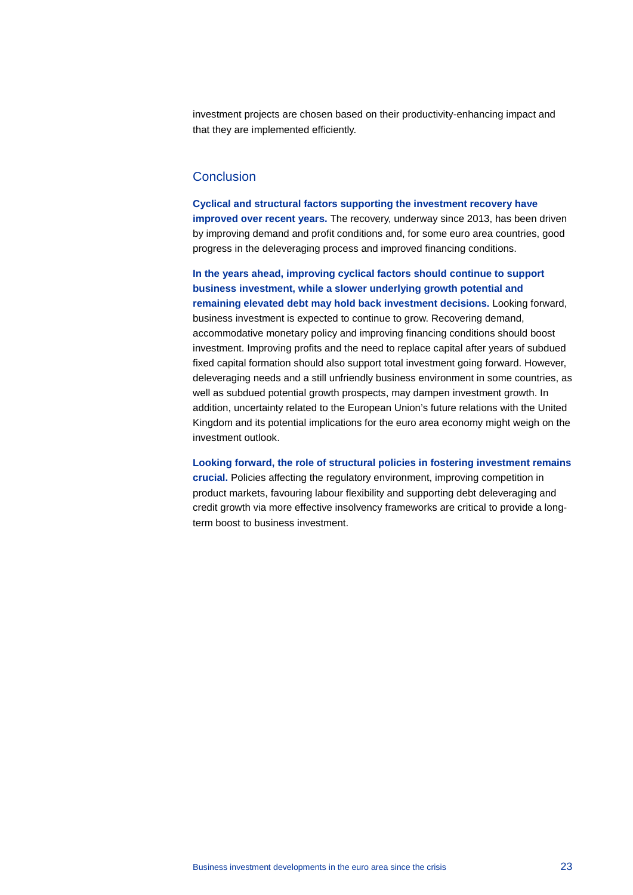investment projects are chosen based on their productivity-enhancing impact and that they are implemented efficiently.

## Conclusion

**Cyclical and structural factors supporting the investment recovery have improved over recent years.** The recovery, underway since 2013, has been driven by improving demand and profit conditions and, for some euro area countries, good progress in the deleveraging process and improved financing conditions.

**In the years ahead, improving cyclical factors should continue to support business investment, while a slower underlying growth potential and remaining elevated debt may hold back investment decisions.** Looking forward, business investment is expected to continue to grow. Recovering demand, accommodative monetary policy and improving financing conditions should boost investment. Improving profits and the need to replace capital after years of subdued fixed capital formation should also support total investment going forward. However, deleveraging needs and a still unfriendly business environment in some countries, as well as subdued potential growth prospects, may dampen investment growth. In addition, uncertainty related to the European Union's future relations with the United Kingdom and its potential implications for the euro area economy might weigh on the investment outlook.

**Looking forward, the role of structural policies in fostering investment remains crucial.** Policies affecting the regulatory environment, improving competition in product markets, favouring labour flexibility and supporting debt deleveraging and credit growth via more effective insolvency frameworks are critical to provide a long-term boost to business investment.